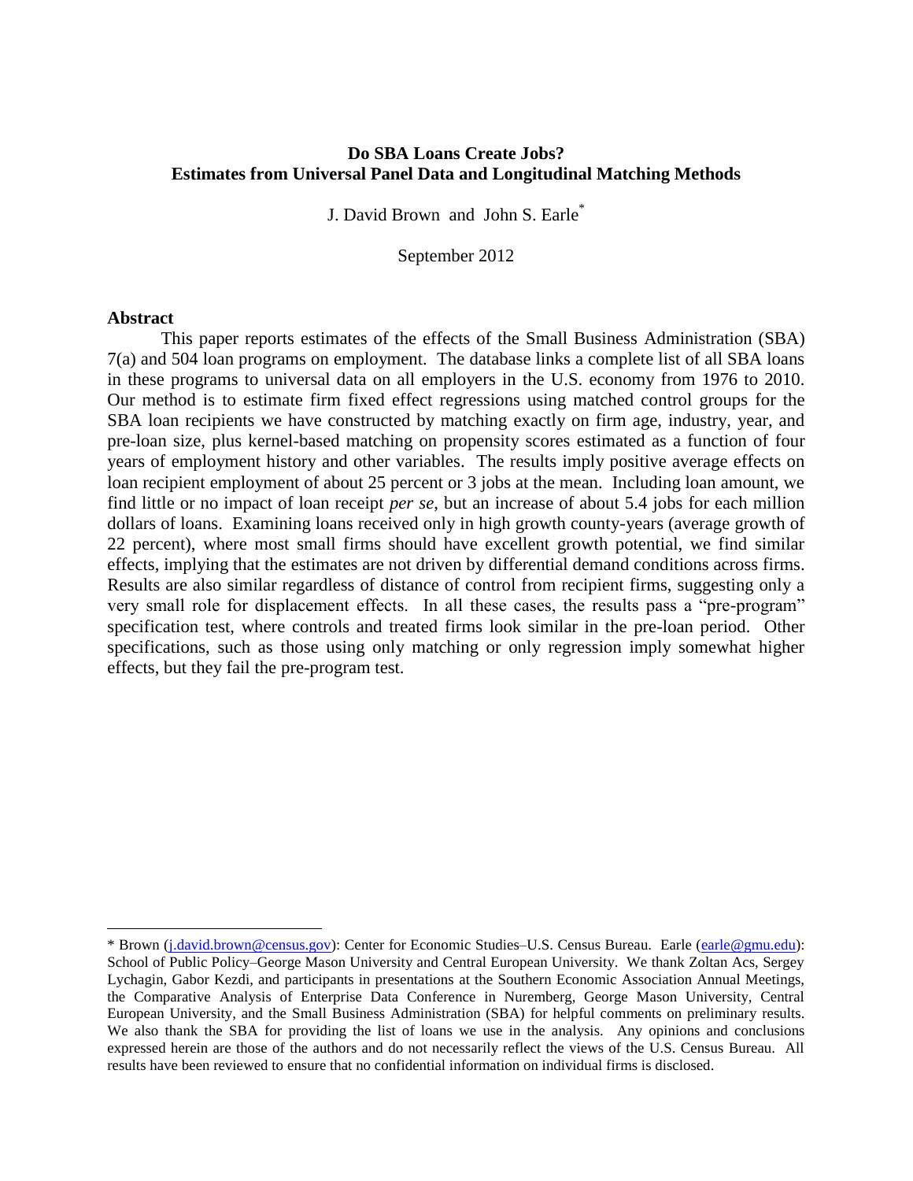# Do SBA Loans Create Jobs?
## Estimates from Universal Panel Data and Longitudinal Matching Methods

J. David Brown and John S. Earle[*]

September 2012

### Abstract

This paper reports estimates of the effects of the Small Business Administration (SBA) 7(a) and 504 loan programs on employment. The database links a complete list of all SBA loans in these programs to universal data on all employers in the U.S. economy from 1976 to 2010. Our method is to estimate firm fixed effect regressions using matched control groups for the SBA loan recipients we have constructed by matching exactly on firm age, industry, year, and pre-loan size, plus kernel-based matching on propensity scores estimated as a function of four years of employment history and other variables. The results imply positive average effects on loan recipient employment of about 25 percent or 3 jobs at the mean. Including loan amount, we find little or no impact of loan receipt *per se*, but an increase of about 5.4 jobs for each million dollars of loans. Examining loans received only in high growth county-years (average growth of 22 percent), where most small firms should have excellent growth potential, we find similar effects, implying that the estimates are not driven by differential demand conditions across firms. Results are also similar regardless of distance of control from recipient firms, suggesting only a very small role for displacement effects. In all these cases, the results pass a "pre-program" specification test, where controls and treated firms look similar in the pre-loan period. Other specifications, such as those using only matching or only regression imply somewhat higher effects, but they fail the pre-program test.

---

[*] Brown (j.david.brown@census.gov): Center for Economic Studies–U.S. Census Bureau. Earle (earle@gmu.edu): School of Public Policy–George Mason University and Central European University. We thank Zoltan Acs, Sergey Lychagin, Gabor Kezdi, and participants in presentations at the Southern Economic Association Annual Meetings, the Comparative Analysis of Enterprise Data Conference in Nuremberg, George Mason University, Central European University, and the Small Business Administration (SBA) for helpful comments on preliminary results. We also thank the SBA for providing the list of loans we use in the analysis. Any opinions and conclusions expressed herein are those of the authors and do not necessarily reflect the views of the U.S. Census Bureau. All results have been reviewed to ensure that no confidential information on individual firms is disclosed.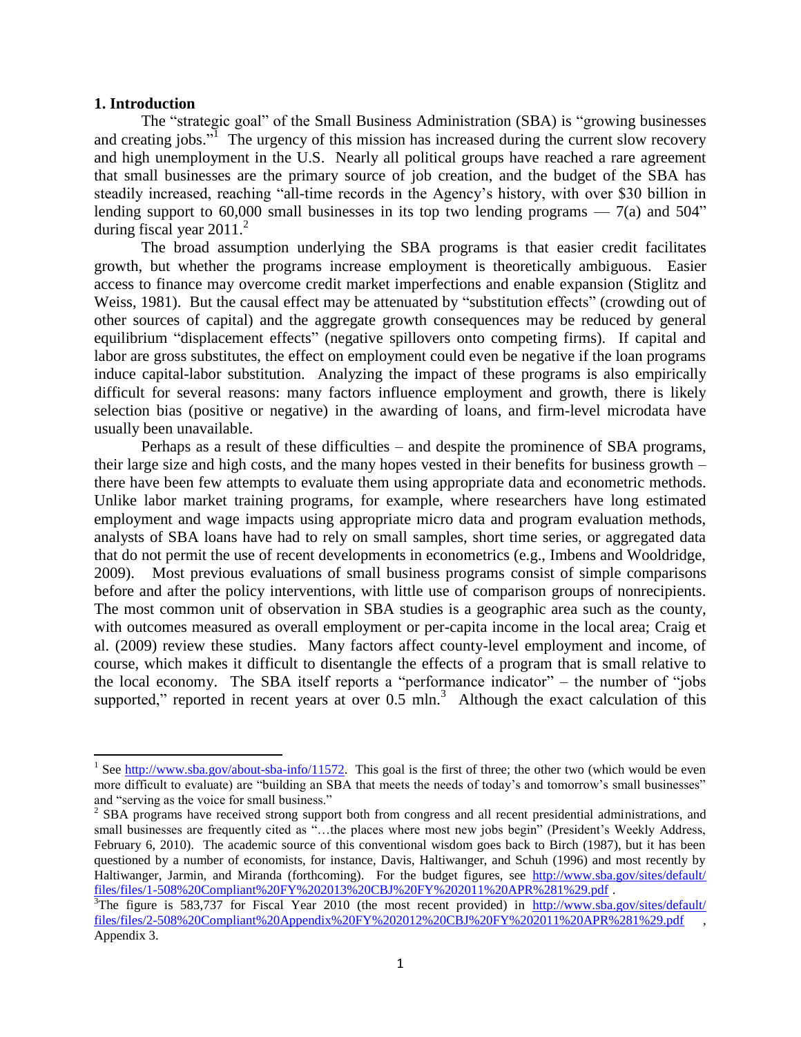## 1. Introduction

The "strategic goal" of the Small Business Administration (SBA) is "growing businesses and creating jobs."[1] The urgency of this mission has increased during the current slow recovery and high unemployment in the U.S. Nearly all political groups have reached a rare agreement that small businesses are the primary source of job creation, and the budget of the SBA has steadily increased, reaching "all-time records in the Agency's history, with over $30 billion in lending support to 60,000 small businesses in its top two lending programs — 7(a) and 504" during fiscal year 2011.[2]

The broad assumption underlying the SBA programs is that easier credit facilitates growth, but whether the programs increase employment is theoretically ambiguous. Easier access to finance may overcome credit market imperfections and enable expansion (Stiglitz and Weiss, 1981). But the causal effect may be attenuated by "substitution effects" (crowding out of other sources of capital) and the aggregate growth consequences may be reduced by general equilibrium "displacement effects" (negative spillovers onto competing firms). If capital and labor are gross substitutes, the effect on employment could even be negative if the loan programs induce capital-labor substitution. Analyzing the impact of these programs is also empirically difficult for several reasons: many factors influence employment and growth, there is likely selection bias (positive or negative) in the awarding of loans, and firm-level microdata have usually been unavailable.

Perhaps as a result of these difficulties – and despite the prominence of SBA programs, their large size and high costs, and the many hopes vested in their benefits for business growth – there have been few attempts to evaluate them using appropriate data and econometric methods. Unlike labor market training programs, for example, where researchers have long estimated employment and wage impacts using appropriate micro data and program evaluation methods, analysts of SBA loans have had to rely on small samples, short time series, or aggregated data that do not permit the use of recent developments in econometrics (e.g., Imbens and Wooldridge, 2009). Most previous evaluations of small business programs consist of simple comparisons before and after the policy interventions, with little use of comparison groups of nonrecipients. The most common unit of observation in SBA studies is a geographic area such as the county, with outcomes measured as overall employment or per-capita income in the local area; Craig et al. (2009) review these studies. Many factors affect county-level employment and income, of course, which makes it difficult to disentangle the effects of a program that is small relative to the local economy. The SBA itself reports a "performance indicator" – the number of "jobs supported," reported in recent years at over 0.5 mln.[3] Although the exact calculation of this

---

[1] See http://www.sba.gov/about-sba-info/11572. This goal is the first of three; the other two (which would be even more difficult to evaluate) are "building an SBA that meets the needs of today's and tomorrow's small businesses" and "serving as the voice for small business."

[2] SBA programs have received strong support both from congress and all recent presidential administrations, and small businesses are frequently cited as "…the places where most new jobs begin" (President's Weekly Address, February 6, 2010). The academic source of this conventional wisdom goes back to Birch (1987), but it has been questioned by a number of economists, for instance, Davis, Haltiwanger, and Schuh (1996) and most recently by Haltiwanger, Jarmin, and Miranda (forthcoming). For the budget figures, see http://www.sba.gov/sites/default/files/files/1-508%20Compliant%20FY%202013%20CBJ%20FY%202011%20APR%281%29.pdf .

[3] The figure is 583,737 for Fiscal Year 2010 (the most recent provided) in http://www.sba.gov/sites/default/files/files/2-508%20Compliant%20Appendix%20FY%202012%20CBJ%20FY%202011%20APR%281%29.pdf , Appendix 3.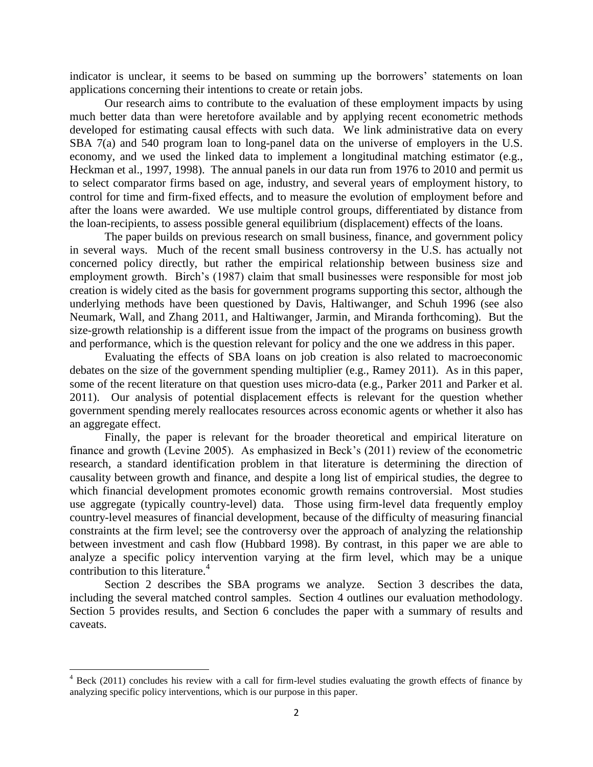indicator is unclear, it seems to be based on summing up the borrowers' statements on loan applications concerning their intentions to create or retain jobs.

Our research aims to contribute to the evaluation of these employment impacts by using much better data than were heretofore available and by applying recent econometric methods developed for estimating causal effects with such data. We link administrative data on every SBA 7(a) and 540 program loan to long-panel data on the universe of employers in the U.S. economy, and we used the linked data to implement a longitudinal matching estimator (e.g., Heckman et al., 1997, 1998). The annual panels in our data run from 1976 to 2010 and permit us to select comparator firms based on age, industry, and several years of employment history, to control for time and firm-fixed effects, and to measure the evolution of employment before and after the loans were awarded. We use multiple control groups, differentiated by distance from the loan-recipients, to assess possible general equilibrium (displacement) effects of the loans.

The paper builds on previous research on small business, finance, and government policy in several ways. Much of the recent small business controversy in the U.S. has actually not concerned policy directly, but rather the empirical relationship between business size and employment growth. Birch's (1987) claim that small businesses were responsible for most job creation is widely cited as the basis for government programs supporting this sector, although the underlying methods have been questioned by Davis, Haltiwanger, and Schuh 1996 (see also Neumark, Wall, and Zhang 2011, and Haltiwanger, Jarmin, and Miranda forthcoming). But the size-growth relationship is a different issue from the impact of the programs on business growth and performance, which is the question relevant for policy and the one we address in this paper.

Evaluating the effects of SBA loans on job creation is also related to macroeconomic debates on the size of the government spending multiplier (e.g., Ramey 2011). As in this paper, some of the recent literature on that question uses micro-data (e.g., Parker 2011 and Parker et al. 2011). Our analysis of potential displacement effects is relevant for the question whether government spending merely reallocates resources across economic agents or whether it also has an aggregate effect.

Finally, the paper is relevant for the broader theoretical and empirical literature on finance and growth (Levine 2005). As emphasized in Beck's (2011) review of the econometric research, a standard identification problem in that literature is determining the direction of causality between growth and finance, and despite a long list of empirical studies, the degree to which financial development promotes economic growth remains controversial. Most studies use aggregate (typically country-level) data. Those using firm-level data frequently employ country-level measures of financial development, because of the difficulty of measuring financial constraints at the firm level; see the controversy over the approach of analyzing the relationship between investment and cash flow (Hubbard 1998). By contrast, in this paper we are able to analyze a specific policy intervention varying at the firm level, which may be a unique contribution to this literature.[4]

Section 2 describes the SBA programs we analyze. Section 3 describes the data, including the several matched control samples. Section 4 outlines our evaluation methodology. Section 5 provides results, and Section 6 concludes the paper with a summary of results and caveats.

[4] Beck (2011) concludes his review with a call for firm-level studies evaluating the growth effects of finance by analyzing specific policy interventions, which is our purpose in this paper.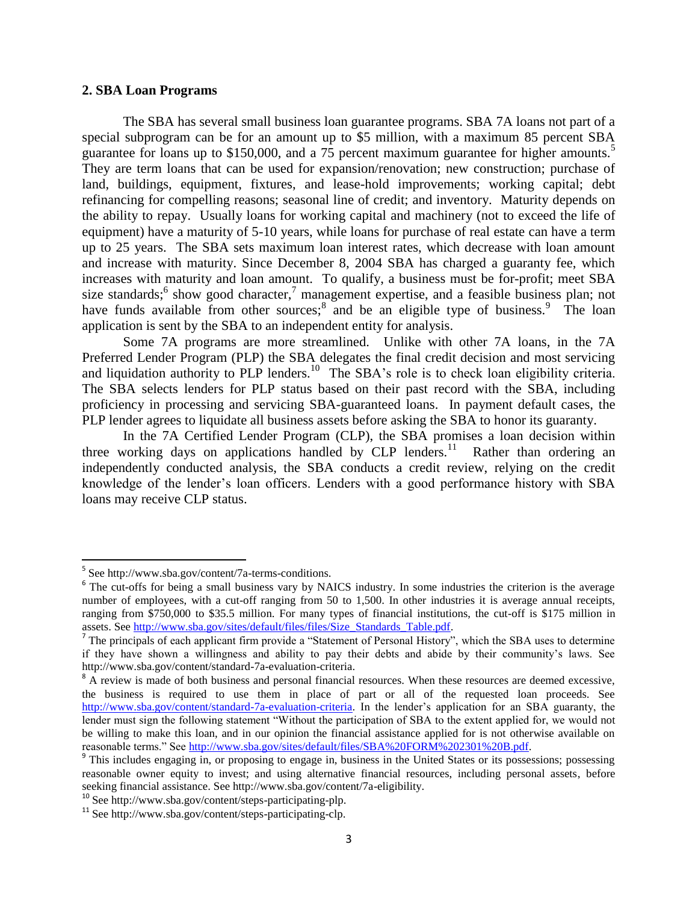## 2. SBA Loan Programs

The SBA has several small business loan guarantee programs. SBA 7A loans not part of a special subprogram can be for an amount up to $5 million, with a maximum 85 percent SBA guarantee for loans up to $150,000, and a 75 percent maximum guarantee for higher amounts.[5] They are term loans that can be used for expansion/renovation; new construction; purchase of land, buildings, equipment, fixtures, and lease-hold improvements; working capital; debt refinancing for compelling reasons; seasonal line of credit; and inventory. Maturity depends on the ability to repay. Usually loans for working capital and machinery (not to exceed the life of equipment) have a maturity of 5-10 years, while loans for purchase of real estate can have a term up to 25 years. The SBA sets maximum loan interest rates, which decrease with loan amount and increase with maturity. Since December 8, 2004 SBA has charged a guaranty fee, which increases with maturity and loan amount. To qualify, a business must be for-profit; meet SBA size standards;[6] show good character,[7] management expertise, and a feasible business plan; not have funds available from other sources;[8] and be an eligible type of business.[9] The loan application is sent by the SBA to an independent entity for analysis.

Some 7A programs are more streamlined. Unlike with other 7A loans, in the 7A Preferred Lender Program (PLP) the SBA delegates the final credit decision and most servicing and liquidation authority to PLP lenders.[10] The SBA's role is to check loan eligibility criteria. The SBA selects lenders for PLP status based on their past record with the SBA, including proficiency in processing and servicing SBA-guaranteed loans. In payment default cases, the PLP lender agrees to liquidate all business assets before asking the SBA to honor its guaranty.

In the 7A Certified Lender Program (CLP), the SBA promises a loan decision within three working days on applications handled by CLP lenders.[11] Rather than ordering an independently conducted analysis, the SBA conducts a credit review, relying on the credit knowledge of the lender's loan officers. Lenders with a good performance history with SBA loans may receive CLP status.

---

[5] See http://www.sba.gov/content/7a-terms-conditions.

[6] The cut-offs for being a small business vary by NAICS industry. In some industries the criterion is the average number of employees, with a cut-off ranging from 50 to 1,500. In other industries it is average annual receipts, ranging from $750,000 to $35.5 million. For many types of financial institutions, the cut-off is $175 million in assets. See http://www.sba.gov/sites/default/files/files/Size_Standards_Table.pdf.

[7] The principals of each applicant firm provide a "Statement of Personal History", which the SBA uses to determine if they have shown a willingness and ability to pay their debts and abide by their community's laws. See http://www.sba.gov/content/standard-7a-evaluation-criteria.

[8] A review is made of both business and personal financial resources. When these resources are deemed excessive, the business is required to use them in place of part or all of the requested loan proceeds. See http://www.sba.gov/content/standard-7a-evaluation-criteria. In the lender's application for an SBA guaranty, the lender must sign the following statement "Without the participation of SBA to the extent applied for, we would not be willing to make this loan, and in our opinion the financial assistance applied for is not otherwise available on reasonable terms." See http://www.sba.gov/sites/default/files/SBA%20FORM%202301%20B.pdf.

[9] This includes engaging in, or proposing to engage in, business in the United States or its possessions; possessing reasonable owner equity to invest; and using alternative financial resources, including personal assets, before seeking financial assistance. See http://www.sba.gov/content/7a-eligibility.

[10] See http://www.sba.gov/content/steps-participating-plp.

[11] See http://www.sba.gov/content/steps-participating-clp.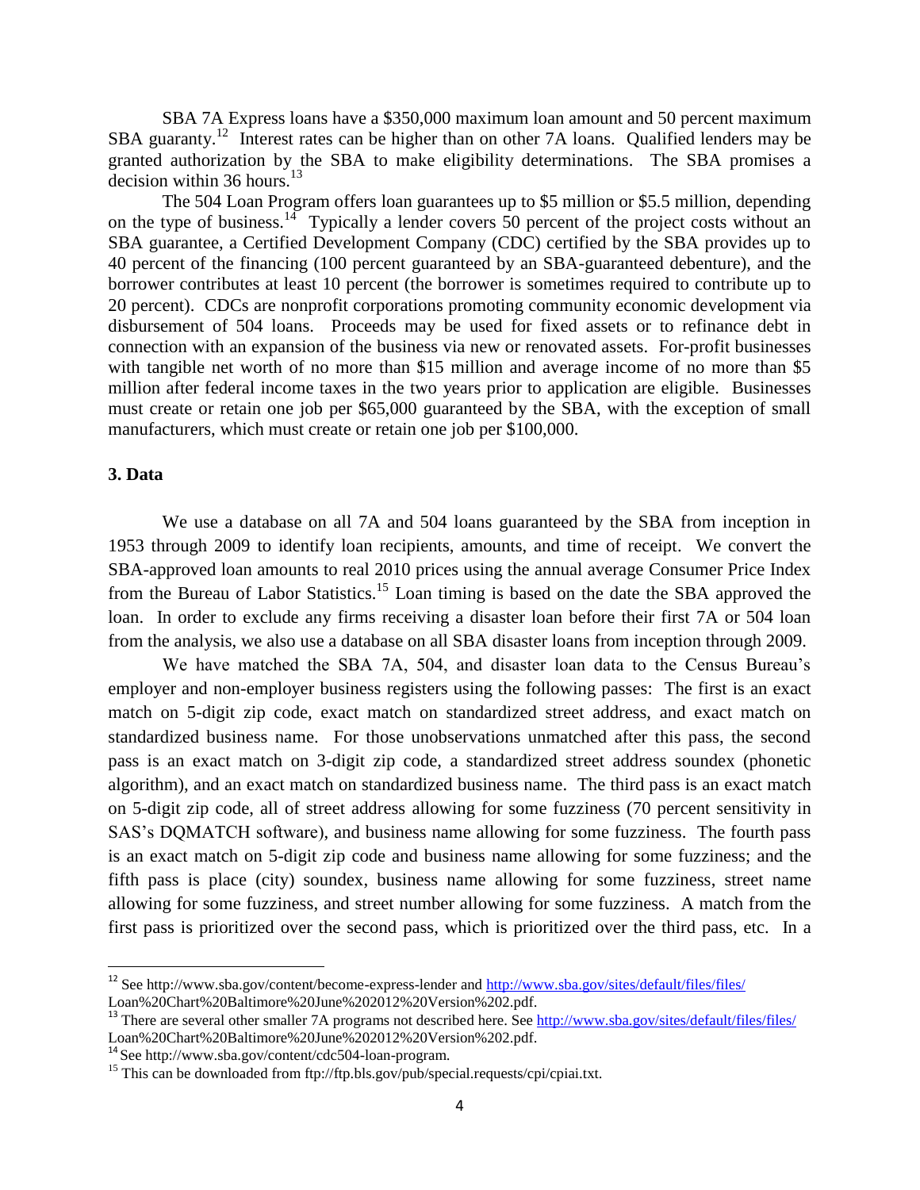SBA 7A Express loans have a $350,000 maximum loan amount and 50 percent maximum SBA guaranty.[12] Interest rates can be higher than on other 7A loans. Qualified lenders may be granted authorization by the SBA to make eligibility determinations. The SBA promises a decision within 36 hours.[13]

The 504 Loan Program offers loan guarantees up to $5 million or $5.5 million, depending on the type of business.[14] Typically a lender covers 50 percent of the project costs without an SBA guarantee, a Certified Development Company (CDC) certified by the SBA provides up to 40 percent of the financing (100 percent guaranteed by an SBA-guaranteed debenture), and the borrower contributes at least 10 percent (the borrower is sometimes required to contribute up to 20 percent). CDCs are nonprofit corporations promoting community economic development via disbursement of 504 loans. Proceeds may be used for fixed assets or to refinance debt in connection with an expansion of the business via new or renovated assets. For-profit businesses with tangible net worth of no more than $15 million and average income of no more than $5 million after federal income taxes in the two years prior to application are eligible. Businesses must create or retain one job per $65,000 guaranteed by the SBA, with the exception of small manufacturers, which must create or retain one job per $100,000.

## 3. Data

We use a database on all 7A and 504 loans guaranteed by the SBA from inception in 1953 through 2009 to identify loan recipients, amounts, and time of receipt. We convert the SBA-approved loan amounts to real 2010 prices using the annual average Consumer Price Index from the Bureau of Labor Statistics.[15] Loan timing is based on the date the SBA approved the loan. In order to exclude any firms receiving a disaster loan before their first 7A or 504 loan from the analysis, we also use a database on all SBA disaster loans from inception through 2009.

We have matched the SBA 7A, 504, and disaster loan data to the Census Bureau's employer and non-employer business registers using the following passes: The first is an exact match on 5-digit zip code, exact match on standardized street address, and exact match on standardized business name. For those unobservations unmatched after this pass, the second pass is an exact match on 3-digit zip code, a standardized street address soundex (phonetic algorithm), and an exact match on standardized business name. The third pass is an exact match on 5-digit zip code, all of street address allowing for some fuzziness (70 percent sensitivity in SAS's DQMATCH software), and business name allowing for some fuzziness. The fourth pass is an exact match on 5-digit zip code and business name allowing for some fuzziness; and the fifth pass is place (city) soundex, business name allowing for some fuzziness, street name allowing for some fuzziness, and street number allowing for some fuzziness. A match from the first pass is prioritized over the second pass, which is prioritized over the third pass, etc. In a

---

[12] See http://www.sba.gov/content/become-express-lender and http://www.sba.gov/sites/default/files/files/Loan%20Chart%20Baltimore%20June%202012%20Version%202.pdf.

[13] There are several other smaller 7A programs not described here. See http://www.sba.gov/sites/default/files/files/Loan%20Chart%20Baltimore%20June%202012%20Version%202.pdf.

[14] See http://www.sba.gov/content/cdc504-loan-program.

[15] This can be downloaded from ftp://ftp.bls.gov/pub/special.requests/cpi/cpiai.txt.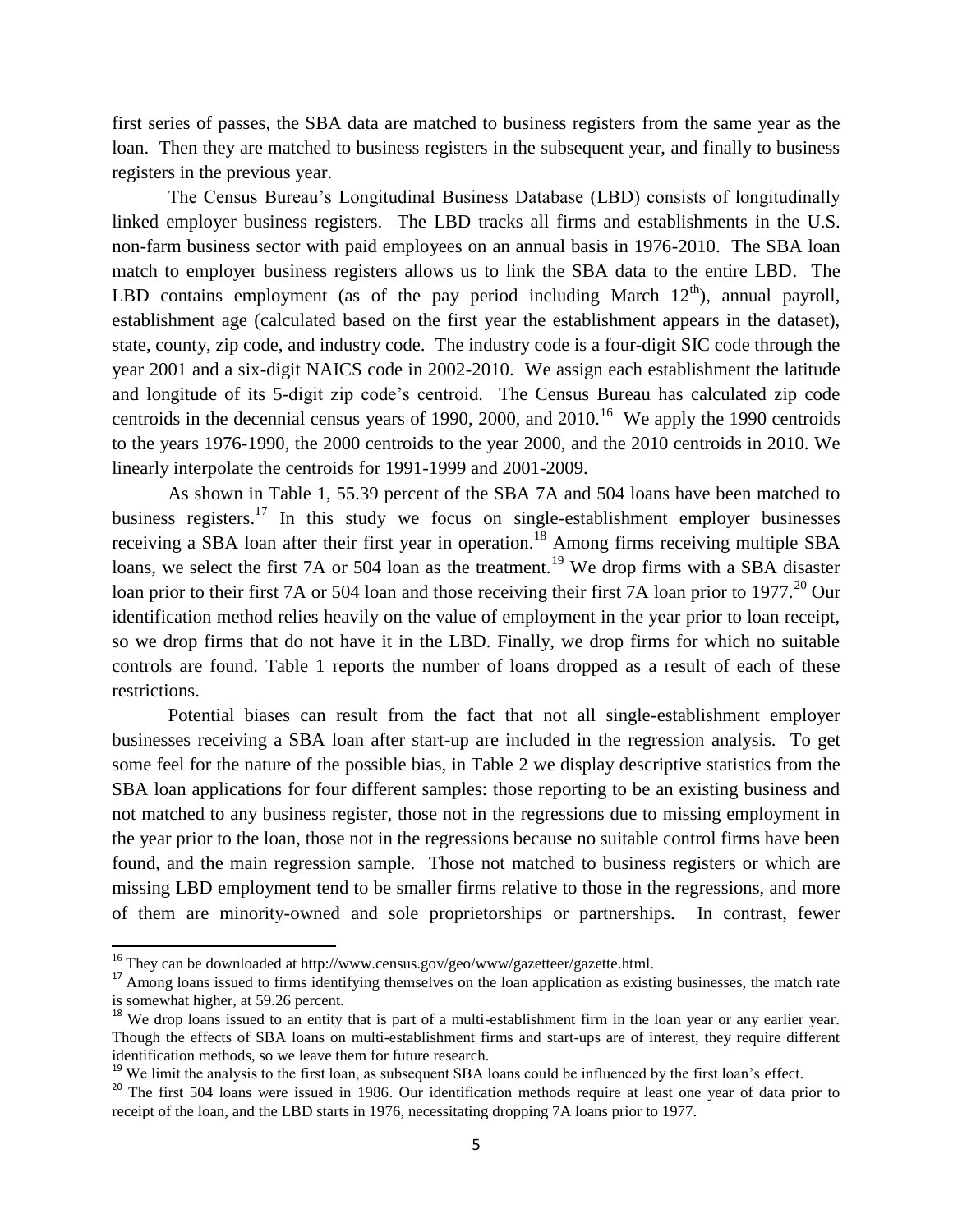first series of passes, the SBA data are matched to business registers from the same year as the loan. Then they are matched to business registers in the subsequent year, and finally to business registers in the previous year.

The Census Bureau's Longitudinal Business Database (LBD) consists of longitudinally linked employer business registers. The LBD tracks all firms and establishments in the U.S. non-farm business sector with paid employees on an annual basis in 1976-2010. The SBA loan match to employer business registers allows us to link the SBA data to the entire LBD. The LBD contains employment (as of the pay period including March 12$^{th}$), annual payroll, establishment age (calculated based on the first year the establishment appears in the dataset), state, county, zip code, and industry code. The industry code is a four-digit SIC code through the year 2001 and a six-digit NAICS code in 2002-2010. We assign each establishment the latitude and longitude of its 5-digit zip code's centroid. The Census Bureau has calculated zip code centroids in the decennial census years of 1990, 2000, and 2010.[16] We apply the 1990 centroids to the years 1976-1990, the 2000 centroids to the year 2000, and the 2010 centroids in 2010. We linearly interpolate the centroids for 1991-1999 and 2001-2009.

As shown in Table 1, 55.39 percent of the SBA 7A and 504 loans have been matched to business registers.[17] In this study we focus on single-establishment employer businesses receiving a SBA loan after their first year in operation.[18] Among firms receiving multiple SBA loans, we select the first 7A or 504 loan as the treatment.[19] We drop firms with a SBA disaster loan prior to their first 7A or 504 loan and those receiving their first 7A loan prior to 1977.[20] Our identification method relies heavily on the value of employment in the year prior to loan receipt, so we drop firms that do not have it in the LBD. Finally, we drop firms for which no suitable controls are found. Table 1 reports the number of loans dropped as a result of each of these restrictions.

Potential biases can result from the fact that not all single-establishment employer businesses receiving a SBA loan after start-up are included in the regression analysis. To get some feel for the nature of the possible bias, in Table 2 we display descriptive statistics from the SBA loan applications for four different samples: those reporting to be an existing business and not matched to any business register, those not in the regressions due to missing employment in the year prior to the loan, those not in the regressions because no suitable control firms have been found, and the main regression sample. Those not matched to business registers or which are missing LBD employment tend to be smaller firms relative to those in the regressions, and more of them are minority-owned and sole proprietorships or partnerships. In contrast, fewer

---

[16] They can be downloaded at http://www.census.gov/geo/www/gazetteer/gazette.html.

[17] Among loans issued to firms identifying themselves on the loan application as existing businesses, the match rate is somewhat higher, at 59.26 percent.

[18] We drop loans issued to an entity that is part of a multi-establishment firm in the loan year or any earlier year. Though the effects of SBA loans on multi-establishment firms and start-ups are of interest, they require different identification methods, so we leave them for future research.

[19] We limit the analysis to the first loan, as subsequent SBA loans could be influenced by the first loan's effect.

[20] The first 504 loans were issued in 1986. Our identification methods require at least one year of data prior to receipt of the loan, and the LBD starts in 1976, necessitating dropping 7A loans prior to 1977.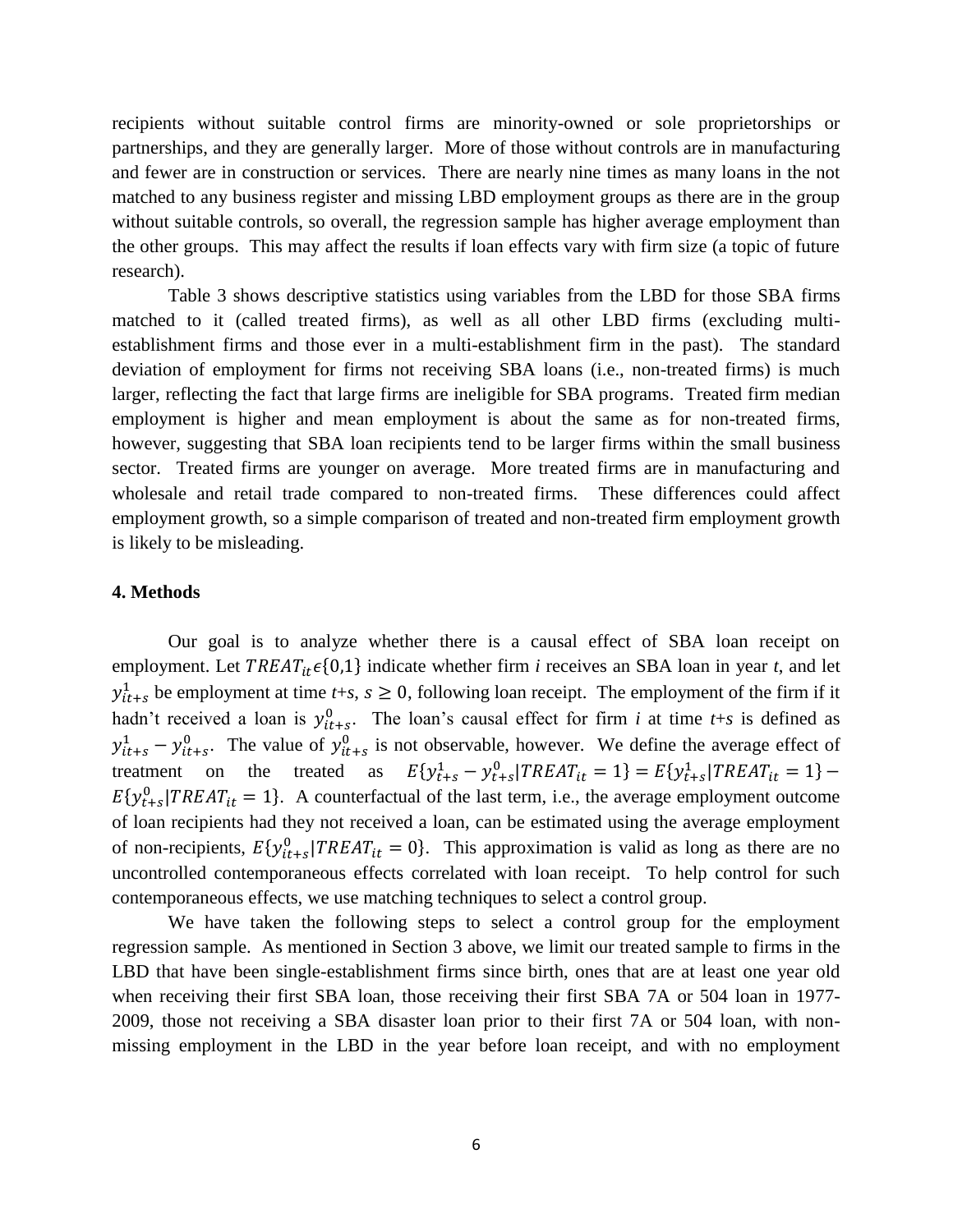recipients without suitable control firms are minority-owned or sole proprietorships or partnerships, and they are generally larger. More of those without controls are in manufacturing and fewer are in construction or services. There are nearly nine times as many loans in the not matched to any business register and missing LBD employment groups as there are in the group without suitable controls, so overall, the regression sample has higher average employment than the other groups. This may affect the results if loan effects vary with firm size (a topic of future research).

Table 3 shows descriptive statistics using variables from the LBD for those SBA firms matched to it (called treated firms), as well as all other LBD firms (excluding multi-establishment firms and those ever in a multi-establishment firm in the past). The standard deviation of employment for firms not receiving SBA loans (i.e., non-treated firms) is much larger, reflecting the fact that large firms are ineligible for SBA programs. Treated firm median employment is higher and mean employment is about the same as for non-treated firms, however, suggesting that SBA loan recipients tend to be larger firms within the small business sector. Treated firms are younger on average. More treated firms are in manufacturing and wholesale and retail trade compared to non-treated firms. These differences could affect employment growth, so a simple comparison of treated and non-treated firm employment growth is likely to be misleading.

#### 4. Methods

Our goal is to analyze whether there is a causal effect of SBA loan receipt on employment. Let $TREAT_{it} \epsilon \{0,1\}$ indicate whether firm *i* receives an SBA loan in year *t*, and let $y^1_{it+s}$ be employment at time *t*+*s*, $s \geq 0$, following loan receipt. The employment of the firm if it hadn't received a loan is $y^0_{it+s}$. The loan's causal effect for firm *i* at time *t*+*s* is defined as $y^1_{it+s} - y^0_{it+s}$. The value of $y^0_{it+s}$ is not observable, however. We define the average effect of treatment on the treated as $E\{y^1_{t+s} - y^0_{t+s} | TREAT_{it} = 1\} = E\{y^1_{t+s} | TREAT_{it} = 1\} - E\{y^0_{t+s} | TREAT_{it} = 1\}$. A counterfactual of the last term, i.e., the average employment outcome of loan recipients had they not received a loan, can be estimated using the average employment of non-recipients, $E\{y^0_{it+s} | TREAT_{it} = 0\}$. This approximation is valid as long as there are no uncontrolled contemporaneous effects correlated with loan receipt. To help control for such contemporaneous effects, we use matching techniques to select a control group.

We have taken the following steps to select a control group for the employment regression sample. As mentioned in Section 3 above, we limit our treated sample to firms in the LBD that have been single-establishment firms since birth, ones that are at least one year old when receiving their first SBA loan, those receiving their first SBA 7A or 504 loan in 1977-2009, those not receiving a SBA disaster loan prior to their first 7A or 504 loan, with non-missing employment in the LBD in the year before loan receipt, and with no employment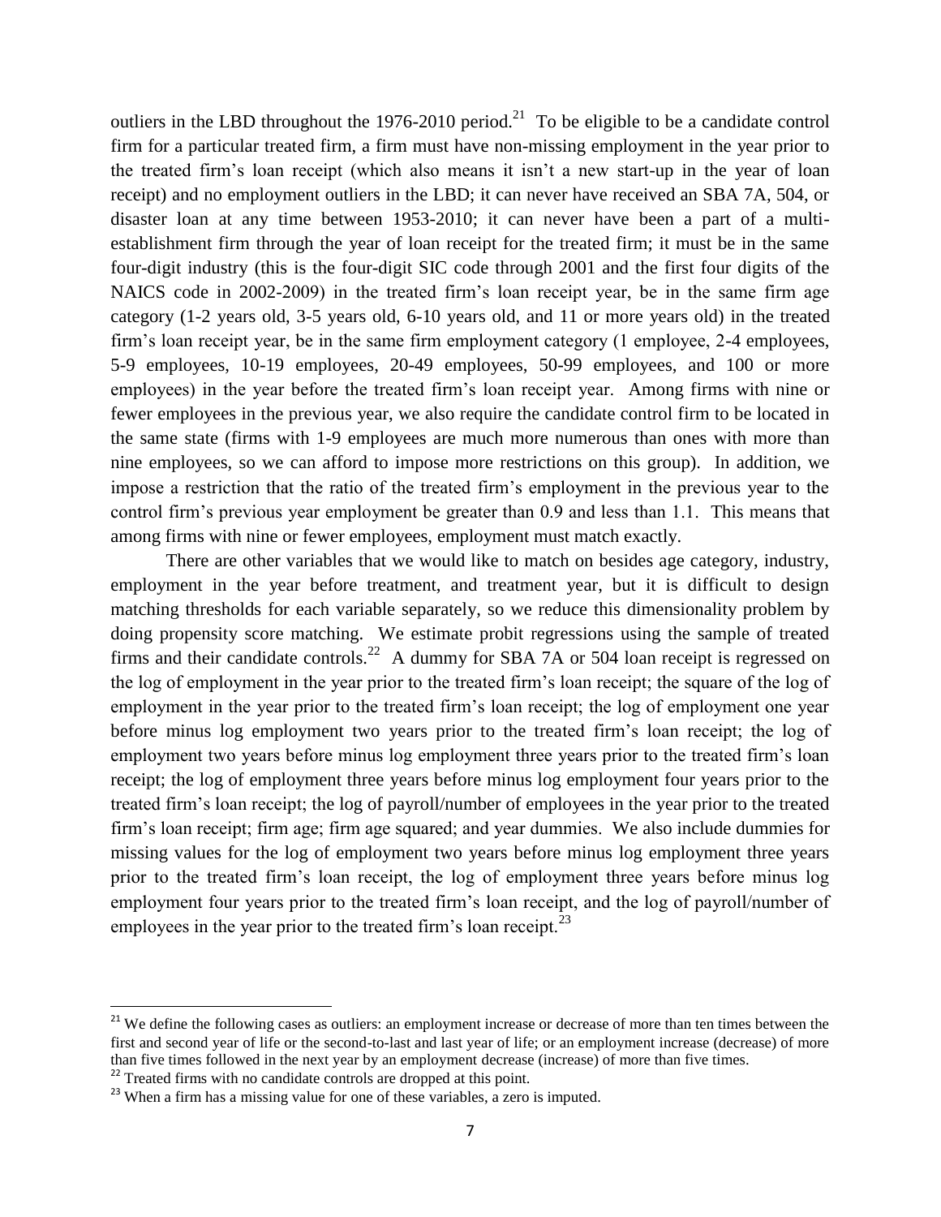outliers in the LBD throughout the 1976-2010 period.[21] To be eligible to be a candidate control firm for a particular treated firm, a firm must have non-missing employment in the year prior to the treated firm's loan receipt (which also means it isn't a new start-up in the year of loan receipt) and no employment outliers in the LBD; it can never have received an SBA 7A, 504, or disaster loan at any time between 1953-2010; it can never have been a part of a multi-establishment firm through the year of loan receipt for the treated firm; it must be in the same four-digit industry (this is the four-digit SIC code through 2001 and the first four digits of the NAICS code in 2002-2009) in the treated firm's loan receipt year, be in the same firm age category (1-2 years old, 3-5 years old, 6-10 years old, and 11 or more years old) in the treated firm's loan receipt year, be in the same firm employment category (1 employee, 2-4 employees, 5-9 employees, 10-19 employees, 20-49 employees, 50-99 employees, and 100 or more employees) in the year before the treated firm's loan receipt year. Among firms with nine or fewer employees in the previous year, we also require the candidate control firm to be located in the same state (firms with 1-9 employees are much more numerous than ones with more than nine employees, so we can afford to impose more restrictions on this group). In addition, we impose a restriction that the ratio of the treated firm's employment in the previous year to the control firm's previous year employment be greater than 0.9 and less than 1.1. This means that among firms with nine or fewer employees, employment must match exactly.

There are other variables that we would like to match on besides age category, industry, employment in the year before treatment, and treatment year, but it is difficult to design matching thresholds for each variable separately, so we reduce this dimensionality problem by doing propensity score matching. We estimate probit regressions using the sample of treated firms and their candidate controls.[22] A dummy for SBA 7A or 504 loan receipt is regressed on the log of employment in the year prior to the treated firm's loan receipt; the square of the log of employment in the year prior to the treated firm's loan receipt; the log of employment one year before minus log employment two years prior to the treated firm's loan receipt; the log of employment two years before minus log employment three years prior to the treated firm's loan receipt; the log of employment three years before minus log employment four years prior to the treated firm's loan receipt; the log of payroll/number of employees in the year prior to the treated firm's loan receipt; firm age; firm age squared; and year dummies. We also include dummies for missing values for the log of employment two years before minus log employment three years prior to the treated firm's loan receipt, the log of employment three years before minus log employment four years prior to the treated firm's loan receipt, and the log of payroll/number of employees in the year prior to the treated firm's loan receipt.[23]

---

[21] We define the following cases as outliers: an employment increase or decrease of more than ten times between the first and second year of life or the second-to-last and last year of life; or an employment increase (decrease) of more than five times followed in the next year by an employment decrease (increase) of more than five times.

[22] Treated firms with no candidate controls are dropped at this point.

[23] When a firm has a missing value for one of these variables, a zero is imputed.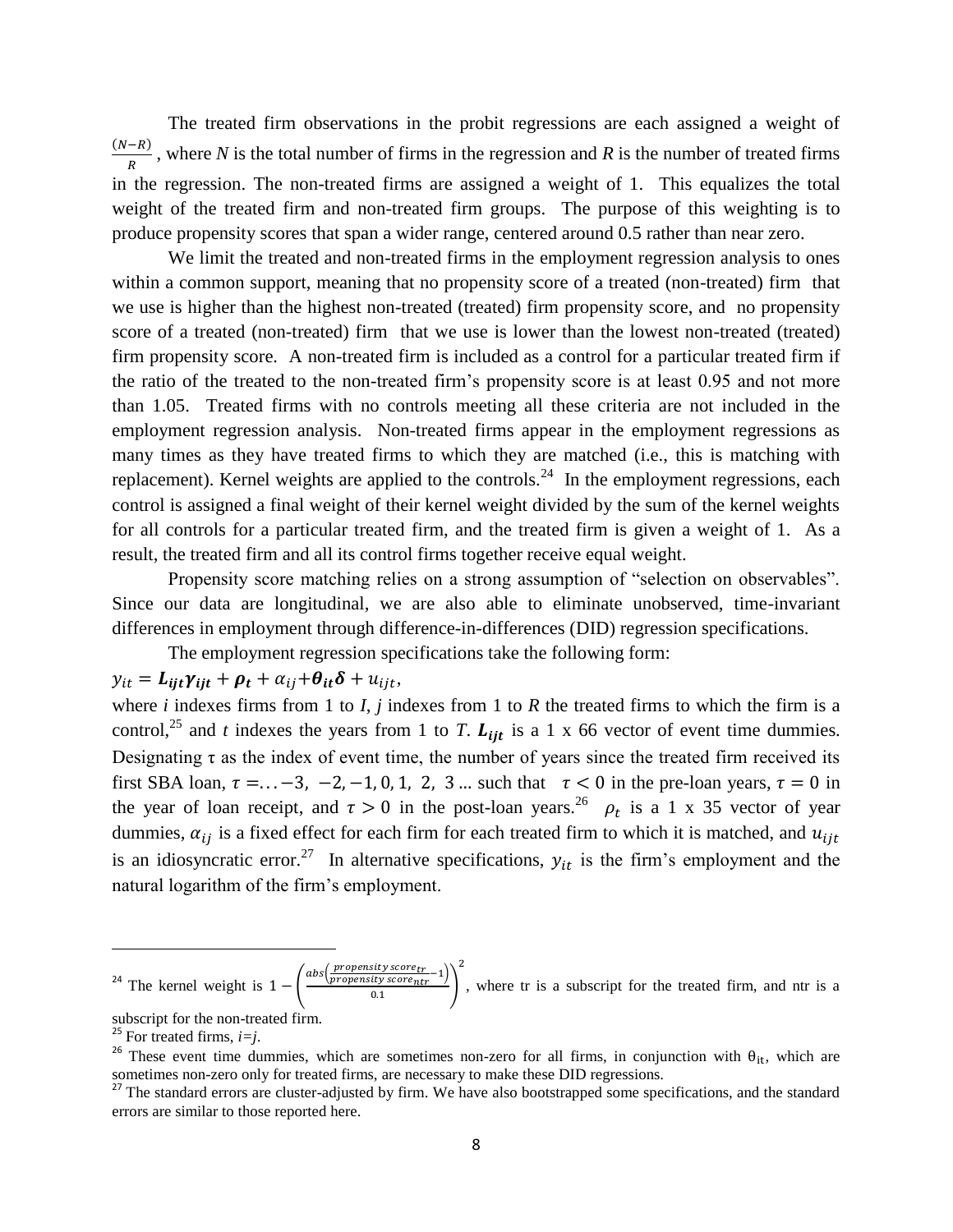The treated firm observations in the probit regressions are each assigned a weight of $\frac{(N-R)}{R}$, where *N* is the total number of firms in the regression and *R* is the number of treated firms in the regression. The non-treated firms are assigned a weight of 1. This equalizes the total weight of the treated firm and non-treated firm groups. The purpose of this weighting is to produce propensity scores that span a wider range, centered around 0.5 rather than near zero.

We limit the treated and non-treated firms in the employment regression analysis to ones within a common support, meaning that no propensity score of a treated (non-treated) firm that we use is higher than the highest non-treated (treated) firm propensity score, and no propensity score of a treated (non-treated) firm that we use is lower than the lowest non-treated (treated) firm propensity score. A non-treated firm is included as a control for a particular treated firm if the ratio of the treated to the non-treated firm's propensity score is at least 0.95 and not more than 1.05. Treated firms with no controls meeting all these criteria are not included in the employment regression analysis. Non-treated firms appear in the employment regressions as many times as they have treated firms to which they are matched (i.e., this is matching with replacement). Kernel weights are applied to the controls.[24] In the employment regressions, each control is assigned a final weight of their kernel weight divided by the sum of the kernel weights for all controls for a particular treated firm, and the treated firm is given a weight of 1. As a result, the treated firm and all its control firms together receive equal weight.

Propensity score matching relies on a strong assumption of "selection on observables". Since our data are longitudinal, we are also able to eliminate unobserved, time-invariant differences in employment through difference-in-differences (DID) regression specifications.

The employment regression specifications take the following form:

$$y_{it} = \boldsymbol{L_{ijt}\gamma_{ijt}} + \boldsymbol{\rho_t} + \alpha_{ij} + \boldsymbol{\theta_{it}\delta} + u_{ijt},$$

where *i* indexes firms from 1 to *I*, *j* indexes from 1 to *R* the treated firms to which the firm is a control,[25] and *t* indexes the years from 1 to *T*. $\boldsymbol{L_{ijt}}$ is a 1 x 66 vector of event time dummies. Designating $\tau$ as the index of event time, the number of years since the treated firm received its first SBA loan, $\tau = \ldots -3, -2, -1, 0, 1, 2, 3 \ldots$ such that $\tau < 0$ in the pre-loan years, $\tau = 0$ in the year of loan receipt, and $\tau > 0$ in the post-loan years.[26] $\boldsymbol{\rho_t}$ is a 1 x 35 vector of year dummies, $\alpha_{ij}$ is a fixed effect for each firm for each treated firm to which it is matched, and $u_{ijt}$ is an idiosyncratic error.[27] In alternative specifications, $y_{it}$ is the firm's employment and the natural logarithm of the firm's employment.

---

[24] The kernel weight is $1 - \left(\frac{abs\left(\frac{propensity\ score_{tr}}{propensity\ score_{ntr}} - 1\right)}{0.1}\right)^2$, where tr is a subscript for the treated firm, and ntr is a subscript for the non-treated firm.

[25] For treated firms, *i=j*.

[26] These event time dummies, which are sometimes non-zero for all firms, in conjunction with $\theta_{it}$, which are sometimes non-zero only for treated firms, are necessary to make these DID regressions.

[27] The standard errors are cluster-adjusted by firm. We have also bootstrapped some specifications, and the standard errors are similar to those reported here.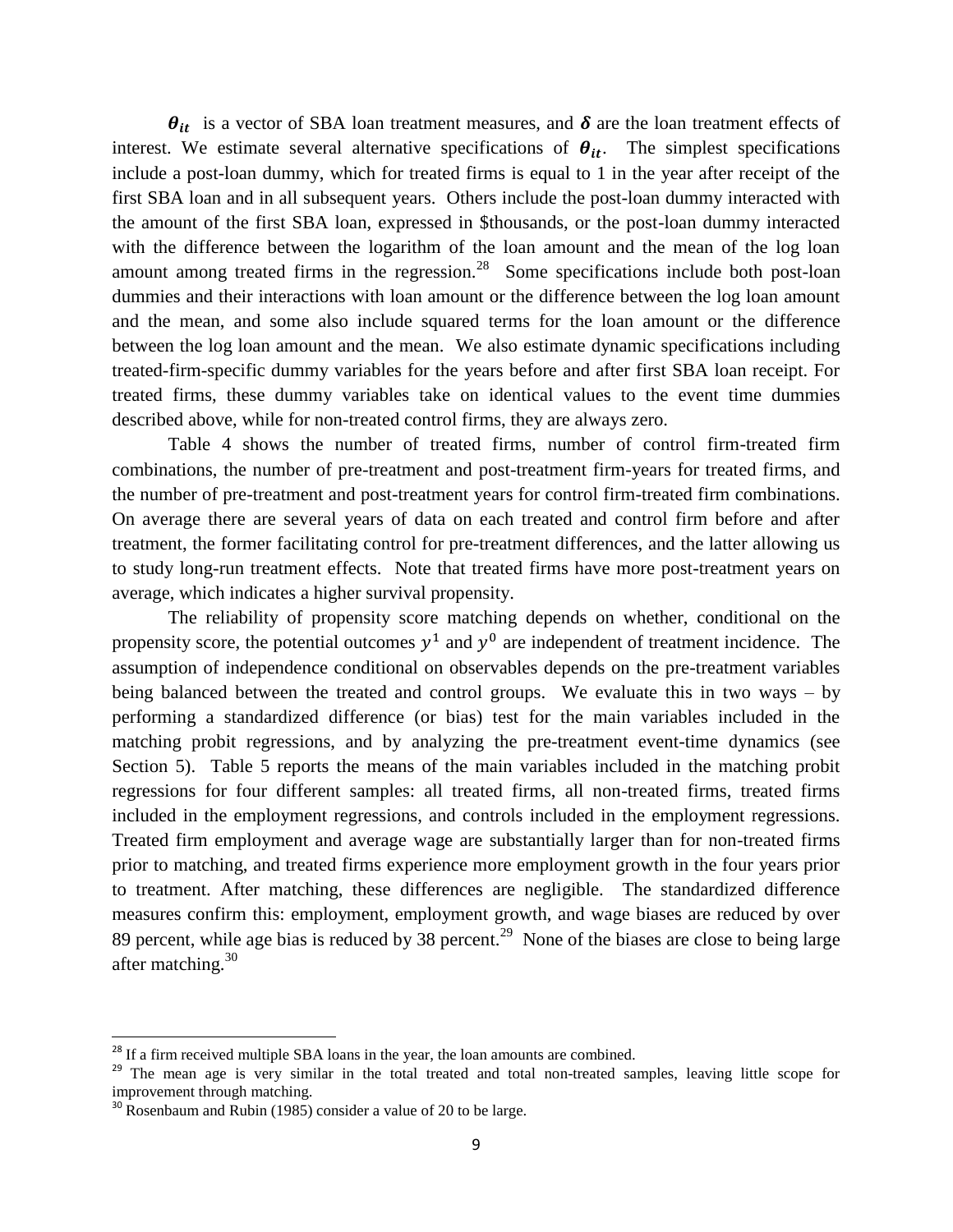$\boldsymbol{\theta_{it}}$ is a vector of SBA loan treatment measures, and $\boldsymbol{\delta}$ are the loan treatment effects of interest. We estimate several alternative specifications of $\boldsymbol{\theta_{it}}$. The simplest specifications include a post-loan dummy, which for treated firms is equal to 1 in the year after receipt of the first SBA loan and in all subsequent years. Others include the post-loan dummy interacted with the amount of the first SBA loan, expressed in $thousands, or the post-loan dummy interacted with the difference between the logarithm of the loan amount and the mean of the log loan amount among treated firms in the regression.[28] Some specifications include both post-loan dummies and their interactions with loan amount or the difference between the log loan amount and the mean, and some also include squared terms for the loan amount or the difference between the log loan amount and the mean. We also estimate dynamic specifications including treated-firm-specific dummy variables for the years before and after first SBA loan receipt. For treated firms, these dummy variables take on identical values to the event time dummies described above, while for non-treated control firms, they are always zero.

Table 4 shows the number of treated firms, number of control firm-treated firm combinations, the number of pre-treatment and post-treatment firm-years for treated firms, and the number of pre-treatment and post-treatment years for control firm-treated firm combinations. On average there are several years of data on each treated and control firm before and after treatment, the former facilitating control for pre-treatment differences, and the latter allowing us to study long-run treatment effects. Note that treated firms have more post-treatment years on average, which indicates a higher survival propensity.

The reliability of propensity score matching depends on whether, conditional on the propensity score, the potential outcomes $y^1$ and $y^0$ are independent of treatment incidence. The assumption of independence conditional on observables depends on the pre-treatment variables being balanced between the treated and control groups. We evaluate this in two ways – by performing a standardized difference (or bias) test for the main variables included in the matching probit regressions, and by analyzing the pre-treatment event-time dynamics (see Section 5). Table 5 reports the means of the main variables included in the matching probit regressions for four different samples: all treated firms, all non-treated firms, treated firms included in the employment regressions, and controls included in the employment regressions. Treated firm employment and average wage are substantially larger than for non-treated firms prior to matching, and treated firms experience more employment growth in the four years prior to treatment. After matching, these differences are negligible. The standardized difference measures confirm this: employment, employment growth, and wage biases are reduced by over 89 percent, while age bias is reduced by 38 percent.[29] None of the biases are close to being large after matching.[30]

---

[28] If a firm received multiple SBA loans in the year, the loan amounts are combined.

[29] The mean age is very similar in the total treated and total non-treated samples, leaving little scope for improvement through matching.

[30] Rosenbaum and Rubin (1985) consider a value of 20 to be large.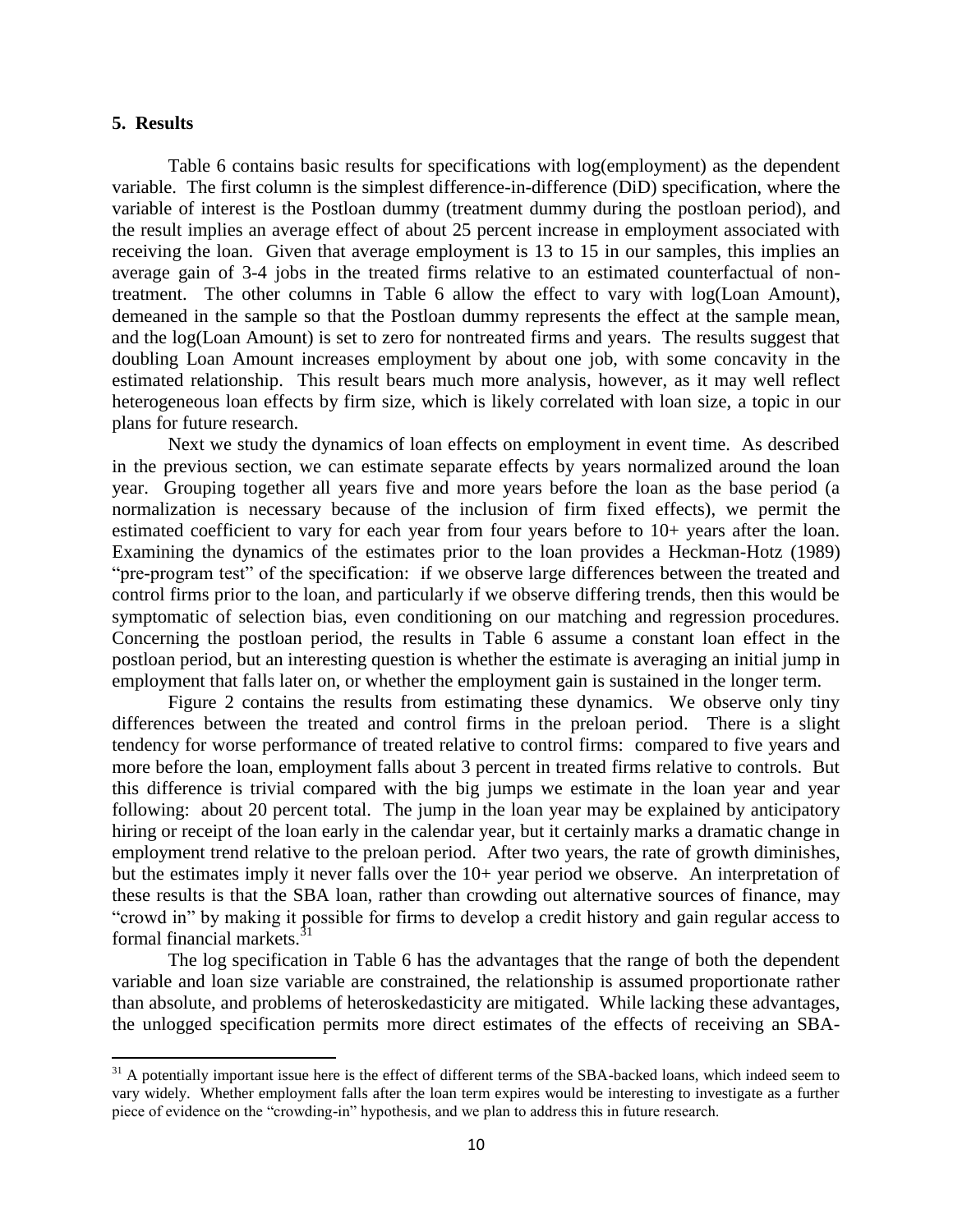## 5. Results

Table 6 contains basic results for specifications with log(employment) as the dependent variable. The first column is the simplest difference-in-difference (DiD) specification, where the variable of interest is the Postloan dummy (treatment dummy during the postloan period), and the result implies an average effect of about 25 percent increase in employment associated with receiving the loan. Given that average employment is 13 to 15 in our samples, this implies an average gain of 3-4 jobs in the treated firms relative to an estimated counterfactual of non-treatment. The other columns in Table 6 allow the effect to vary with log(Loan Amount), demeaned in the sample so that the Postloan dummy represents the effect at the sample mean, and the log(Loan Amount) is set to zero for nontreated firms and years. The results suggest that doubling Loan Amount increases employment by about one job, with some concavity in the estimated relationship. This result bears much more analysis, however, as it may well reflect heterogeneous loan effects by firm size, which is likely correlated with loan size, a topic in our plans for future research.

Next we study the dynamics of loan effects on employment in event time. As described in the previous section, we can estimate separate effects by years normalized around the loan year. Grouping together all years five and more years before the loan as the base period (a normalization is necessary because of the inclusion of firm fixed effects), we permit the estimated coefficient to vary for each year from four years before to 10+ years after the loan. Examining the dynamics of the estimates prior to the loan provides a Heckman-Hotz (1989) "pre-program test" of the specification: if we observe large differences between the treated and control firms prior to the loan, and particularly if we observe differing trends, then this would be symptomatic of selection bias, even conditioning on our matching and regression procedures. Concerning the postloan period, the results in Table 6 assume a constant loan effect in the postloan period, but an interesting question is whether the estimate is averaging an initial jump in employment that falls later on, or whether the employment gain is sustained in the longer term.

Figure 2 contains the results from estimating these dynamics. We observe only tiny differences between the treated and control firms in the preloan period. There is a slight tendency for worse performance of treated relative to control firms: compared to five years and more before the loan, employment falls about 3 percent in treated firms relative to controls. But this difference is trivial compared with the big jumps we estimate in the loan year and year following: about 20 percent total. The jump in the loan year may be explained by anticipatory hiring or receipt of the loan early in the calendar year, but it certainly marks a dramatic change in employment trend relative to the preloan period. After two years, the rate of growth diminishes, but the estimates imply it never falls over the 10+ year period we observe. An interpretation of these results is that the SBA loan, rather than crowding out alternative sources of finance, may "crowd in" by making it possible for firms to develop a credit history and gain regular access to formal financial markets.[31]

The log specification in Table 6 has the advantages that the range of both the dependent variable and loan size variable are constrained, the relationship is assumed proportionate rather than absolute, and problems of heteroskedasticity are mitigated. While lacking these advantages, the unlogged specification permits more direct estimates of the effects of receiving an SBA-

[31] A potentially important issue here is the effect of different terms of the SBA-backed loans, which indeed seem to vary widely. Whether employment falls after the loan term expires would be interesting to investigate as a further piece of evidence on the "crowding-in" hypothesis, and we plan to address this in future research.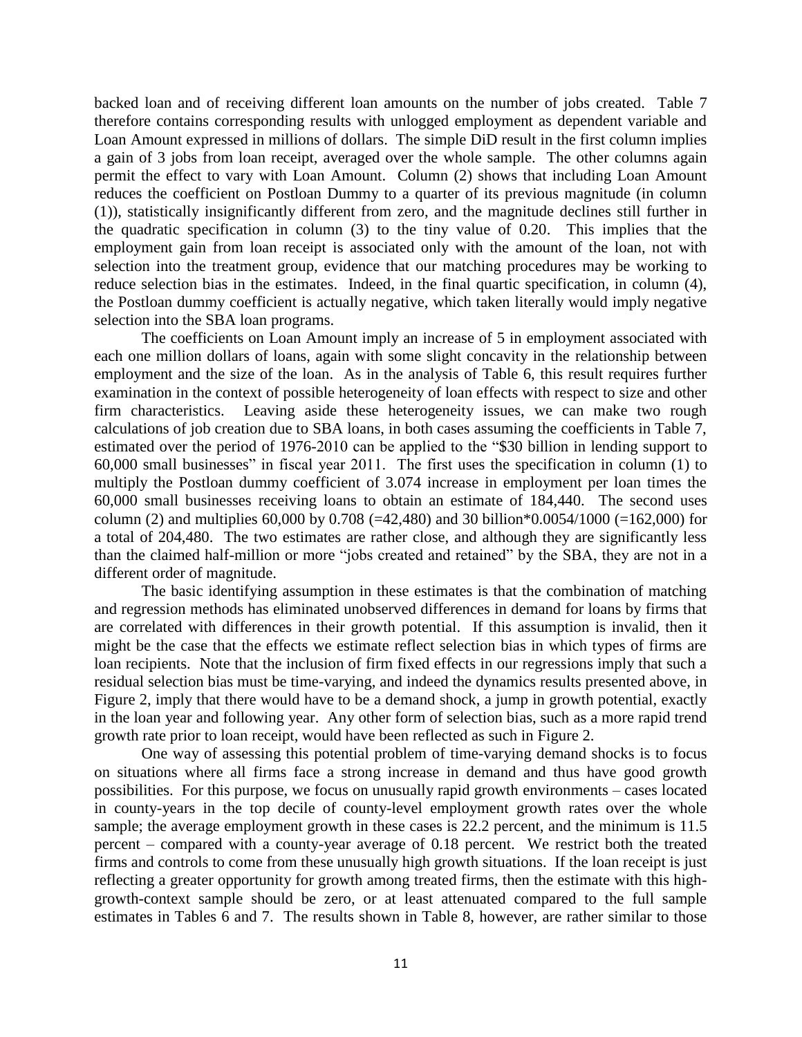backed loan and of receiving different loan amounts on the number of jobs created. Table 7 therefore contains corresponding results with unlogged employment as dependent variable and Loan Amount expressed in millions of dollars. The simple DiD result in the first column implies a gain of 3 jobs from loan receipt, averaged over the whole sample. The other columns again permit the effect to vary with Loan Amount. Column (2) shows that including Loan Amount reduces the coefficient on Postloan Dummy to a quarter of its previous magnitude (in column (1)), statistically insignificantly different from zero, and the magnitude declines still further in the quadratic specification in column (3) to the tiny value of 0.20. This implies that the employment gain from loan receipt is associated only with the amount of the loan, not with selection into the treatment group, evidence that our matching procedures may be working to reduce selection bias in the estimates. Indeed, in the final quartic specification, in column (4), the Postloan dummy coefficient is actually negative, which taken literally would imply negative selection into the SBA loan programs.

The coefficients on Loan Amount imply an increase of 5 in employment associated with each one million dollars of loans, again with some slight concavity in the relationship between employment and the size of the loan. As in the analysis of Table 6, this result requires further examination in the context of possible heterogeneity of loan effects with respect to size and other firm characteristics. Leaving aside these heterogeneity issues, we can make two rough calculations of job creation due to SBA loans, in both cases assuming the coefficients in Table 7, estimated over the period of 1976-2010 can be applied to the "$30 billion in lending support to 60,000 small businesses" in fiscal year 2011. The first uses the specification in column (1) to multiply the Postloan dummy coefficient of 3.074 increase in employment per loan times the 60,000 small businesses receiving loans to obtain an estimate of 184,440. The second uses column (2) and multiplies 60,000 by 0.708 (=42,480) and 30 billion*0.0054/1000 (=162,000) for a total of 204,480. The two estimates are rather close, and although they are significantly less than the claimed half-million or more "jobs created and retained" by the SBA, they are not in a different order of magnitude.

The basic identifying assumption in these estimates is that the combination of matching and regression methods has eliminated unobserved differences in demand for loans by firms that are correlated with differences in their growth potential. If this assumption is invalid, then it might be the case that the effects we estimate reflect selection bias in which types of firms are loan recipients. Note that the inclusion of firm fixed effects in our regressions imply that such a residual selection bias must be time-varying, and indeed the dynamics results presented above, in Figure 2, imply that there would have to be a demand shock, a jump in growth potential, exactly in the loan year and following year. Any other form of selection bias, such as a more rapid trend growth rate prior to loan receipt, would have been reflected as such in Figure 2.

One way of assessing this potential problem of time-varying demand shocks is to focus on situations where all firms face a strong increase in demand and thus have good growth possibilities. For this purpose, we focus on unusually rapid growth environments – cases located in county-years in the top decile of county-level employment growth rates over the whole sample; the average employment growth in these cases is 22.2 percent, and the minimum is 11.5 percent – compared with a county-year average of 0.18 percent. We restrict both the treated firms and controls to come from these unusually high growth situations. If the loan receipt is just reflecting a greater opportunity for growth among treated firms, then the estimate with this high-growth-context sample should be zero, or at least attenuated compared to the full sample estimates in Tables 6 and 7. The results shown in Table 8, however, are rather similar to those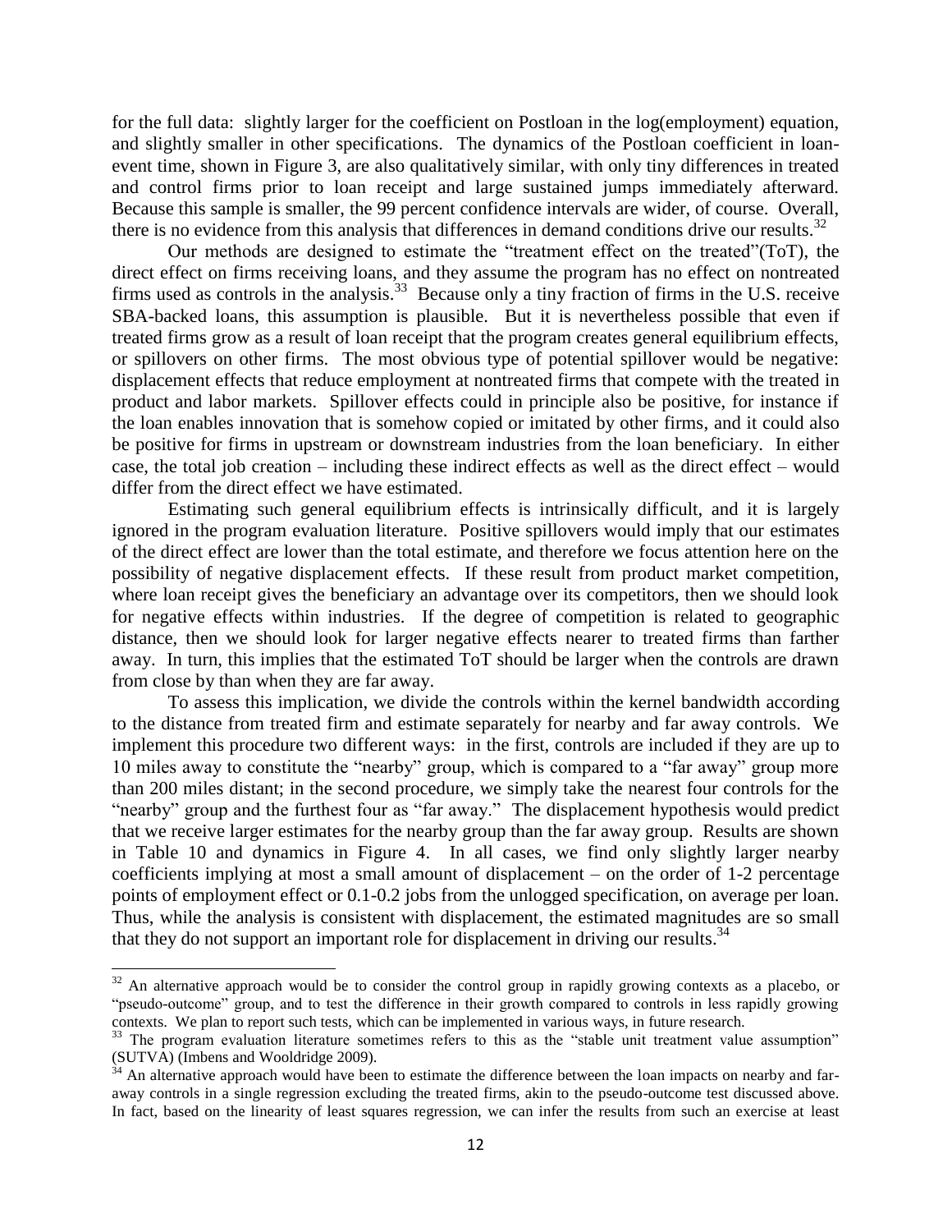for the full data: slightly larger for the coefficient on Postloan in the log(employment) equation, and slightly smaller in other specifications. The dynamics of the Postloan coefficient in loan-event time, shown in Figure 3, are also qualitatively similar, with only tiny differences in treated and control firms prior to loan receipt and large sustained jumps immediately afterward. Because this sample is smaller, the 99 percent confidence intervals are wider, of course. Overall, there is no evidence from this analysis that differences in demand conditions drive our results.[32]

Our methods are designed to estimate the "treatment effect on the treated"(ToT), the direct effect on firms receiving loans, and they assume the program has no effect on nontreated firms used as controls in the analysis.[33] Because only a tiny fraction of firms in the U.S. receive SBA-backed loans, this assumption is plausible. But it is nevertheless possible that even if treated firms grow as a result of loan receipt that the program creates general equilibrium effects, or spillovers on other firms. The most obvious type of potential spillover would be negative: displacement effects that reduce employment at nontreated firms that compete with the treated in product and labor markets. Spillover effects could in principle also be positive, for instance if the loan enables innovation that is somehow copied or imitated by other firms, and it could also be positive for firms in upstream or downstream industries from the loan beneficiary. In either case, the total job creation – including these indirect effects as well as the direct effect – would differ from the direct effect we have estimated.

Estimating such general equilibrium effects is intrinsically difficult, and it is largely ignored in the program evaluation literature. Positive spillovers would imply that our estimates of the direct effect are lower than the total estimate, and therefore we focus attention here on the possibility of negative displacement effects. If these result from product market competition, where loan receipt gives the beneficiary an advantage over its competitors, then we should look for negative effects within industries. If the degree of competition is related to geographic distance, then we should look for larger negative effects nearer to treated firms than farther away. In turn, this implies that the estimated ToT should be larger when the controls are drawn from close by than when they are far away.

To assess this implication, we divide the controls within the kernel bandwidth according to the distance from treated firm and estimate separately for nearby and far away controls. We implement this procedure two different ways: in the first, controls are included if they are up to 10 miles away to constitute the "nearby" group, which is compared to a "far away" group more than 200 miles distant; in the second procedure, we simply take the nearest four controls for the "nearby" group and the furthest four as "far away." The displacement hypothesis would predict that we receive larger estimates for the nearby group than the far away group. Results are shown in Table 10 and dynamics in Figure 4. In all cases, we find only slightly larger nearby coefficients implying at most a small amount of displacement – on the order of 1-2 percentage points of employment effect or 0.1-0.2 jobs from the unlogged specification, on average per loan. Thus, while the analysis is consistent with displacement, the estimated magnitudes are so small that they do not support an important role for displacement in driving our results.[34]

---

[32] An alternative approach would be to consider the control group in rapidly growing contexts as a placebo, or "pseudo-outcome" group, and to test the difference in their growth compared to controls in less rapidly growing contexts. We plan to report such tests, which can be implemented in various ways, in future research.

[33] The program evaluation literature sometimes refers to this as the "stable unit treatment value assumption" (SUTVA) (Imbens and Wooldridge 2009).

[34] An alternative approach would have been to estimate the difference between the loan impacts on nearby and far-away controls in a single regression excluding the treated firms, akin to the pseudo-outcome test discussed above. In fact, based on the linearity of least squares regression, we can infer the results from such an exercise at least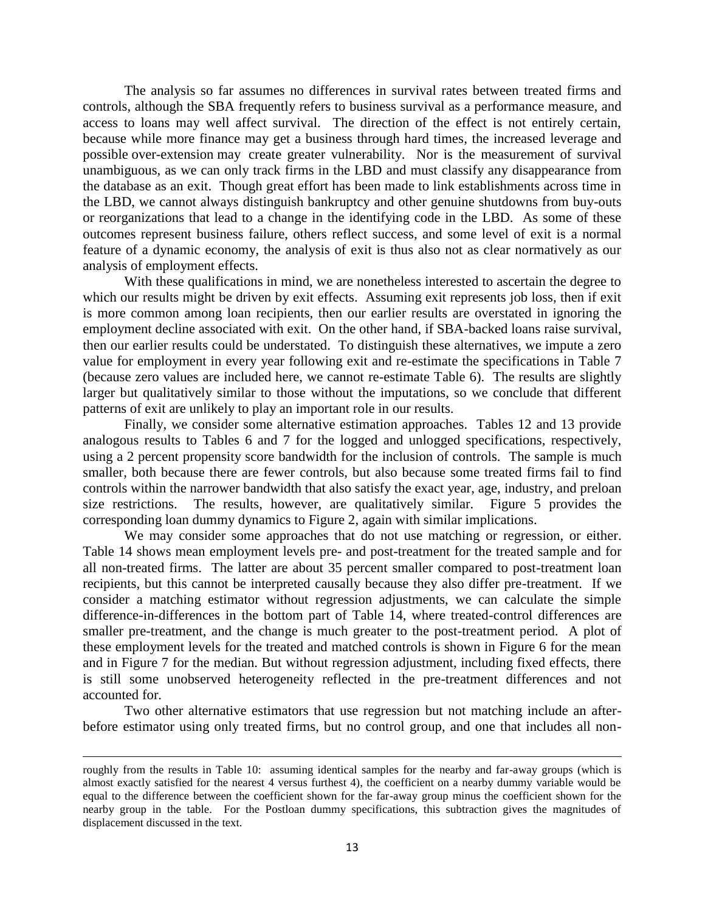The analysis so far assumes no differences in survival rates between treated firms and controls, although the SBA frequently refers to business survival as a performance measure, and access to loans may well affect survival. The direction of the effect is not entirely certain, because while more finance may get a business through hard times, the increased leverage and possible over-extension may create greater vulnerability. Nor is the measurement of survival unambiguous, as we can only track firms in the LBD and must classify any disappearance from the database as an exit. Though great effort has been made to link establishments across time in the LBD, we cannot always distinguish bankruptcy and other genuine shutdowns from buy-outs or reorganizations that lead to a change in the identifying code in the LBD. As some of these outcomes represent business failure, others reflect success, and some level of exit is a normal feature of a dynamic economy, the analysis of exit is thus also not as clear normatively as our analysis of employment effects.

With these qualifications in mind, we are nonetheless interested to ascertain the degree to which our results might be driven by exit effects. Assuming exit represents job loss, then if exit is more common among loan recipients, then our earlier results are overstated in ignoring the employment decline associated with exit. On the other hand, if SBA-backed loans raise survival, then our earlier results could be understated. To distinguish these alternatives, we impute a zero value for employment in every year following exit and re-estimate the specifications in Table 7 (because zero values are included here, we cannot re-estimate Table 6). The results are slightly larger but qualitatively similar to those without the imputations, so we conclude that different patterns of exit are unlikely to play an important role in our results.

Finally, we consider some alternative estimation approaches. Tables 12 and 13 provide analogous results to Tables 6 and 7 for the logged and unlogged specifications, respectively, using a 2 percent propensity score bandwidth for the inclusion of controls. The sample is much smaller, both because there are fewer controls, but also because some treated firms fail to find controls within the narrower bandwidth that also satisfy the exact year, age, industry, and preloan size restrictions. The results, however, are qualitatively similar. Figure 5 provides the corresponding loan dummy dynamics to Figure 2, again with similar implications.

We may consider some approaches that do not use matching or regression, or either. Table 14 shows mean employment levels pre- and post-treatment for the treated sample and for all non-treated firms. The latter are about 35 percent smaller compared to post-treatment loan recipients, but this cannot be interpreted causally because they also differ pre-treatment. If we consider a matching estimator without regression adjustments, we can calculate the simple difference-in-differences in the bottom part of Table 14, where treated-control differences are smaller pre-treatment, and the change is much greater to the post-treatment period. A plot of these employment levels for the treated and matched controls is shown in Figure 6 for the mean and in Figure 7 for the median. But without regression adjustment, including fixed effects, there is still some unobserved heterogeneity reflected in the pre-treatment differences and not accounted for.

Two other alternative estimators that use regression but not matching include an after-before estimator using only treated firms, but no control group, and one that includes all non-

---

roughly from the results in Table 10: assuming identical samples for the nearby and far-away groups (which is almost exactly satisfied for the nearest 4 versus furthest 4), the coefficient on a nearby dummy variable would be equal to the difference between the coefficient shown for the far-away group minus the coefficient shown for the nearby group in the table. For the Postloan dummy specifications, this subtraction gives the magnitudes of displacement discussed in the text.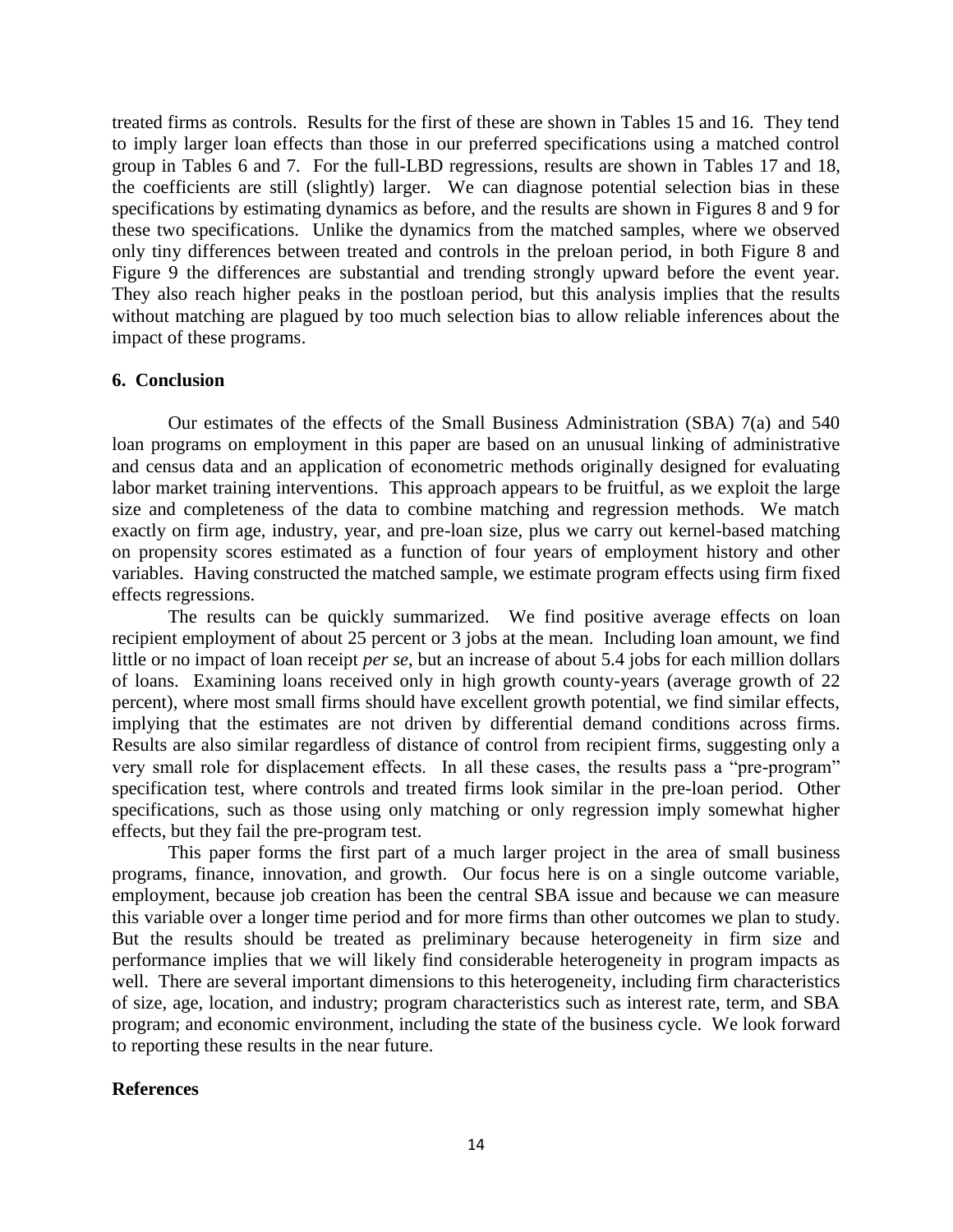treated firms as controls. Results for the first of these are shown in Tables 15 and 16. They tend to imply larger loan effects than those in our preferred specifications using a matched control group in Tables 6 and 7. For the full-LBD regressions, results are shown in Tables 17 and 18, the coefficients are still (slightly) larger. We can diagnose potential selection bias in these specifications by estimating dynamics as before, and the results are shown in Figures 8 and 9 for these two specifications. Unlike the dynamics from the matched samples, where we observed only tiny differences between treated and controls in the preloan period, in both Figure 8 and Figure 9 the differences are substantial and trending strongly upward before the event year. They also reach higher peaks in the postloan period, but this analysis implies that the results without matching are plagued by too much selection bias to allow reliable inferences about the impact of these programs.

## 6. Conclusion

Our estimates of the effects of the Small Business Administration (SBA) 7(a) and 540 loan programs on employment in this paper are based on an unusual linking of administrative and census data and an application of econometric methods originally designed for evaluating labor market training interventions. This approach appears to be fruitful, as we exploit the large size and completeness of the data to combine matching and regression methods. We match exactly on firm age, industry, year, and pre-loan size, plus we carry out kernel-based matching on propensity scores estimated as a function of four years of employment history and other variables. Having constructed the matched sample, we estimate program effects using firm fixed effects regressions.

The results can be quickly summarized. We find positive average effects on loan recipient employment of about 25 percent or 3 jobs at the mean. Including loan amount, we find little or no impact of loan receipt *per se*, but an increase of about 5.4 jobs for each million dollars of loans. Examining loans received only in high growth county-years (average growth of 22 percent), where most small firms should have excellent growth potential, we find similar effects, implying that the estimates are not driven by differential demand conditions across firms. Results are also similar regardless of distance of control from recipient firms, suggesting only a very small role for displacement effects. In all these cases, the results pass a "pre-program" specification test, where controls and treated firms look similar in the pre-loan period. Other specifications, such as those using only matching or only regression imply somewhat higher effects, but they fail the pre-program test.

This paper forms the first part of a much larger project in the area of small business programs, finance, innovation, and growth. Our focus here is on a single outcome variable, employment, because job creation has been the central SBA issue and because we can measure this variable over a longer time period and for more firms than other outcomes we plan to study. But the results should be treated as preliminary because heterogeneity in firm size and performance implies that we will likely find considerable heterogeneity in program impacts as well. There are several important dimensions to this heterogeneity, including firm characteristics of size, age, location, and industry; program characteristics such as interest rate, term, and SBA program; and economic environment, including the state of the business cycle. We look forward to reporting these results in the near future.

## References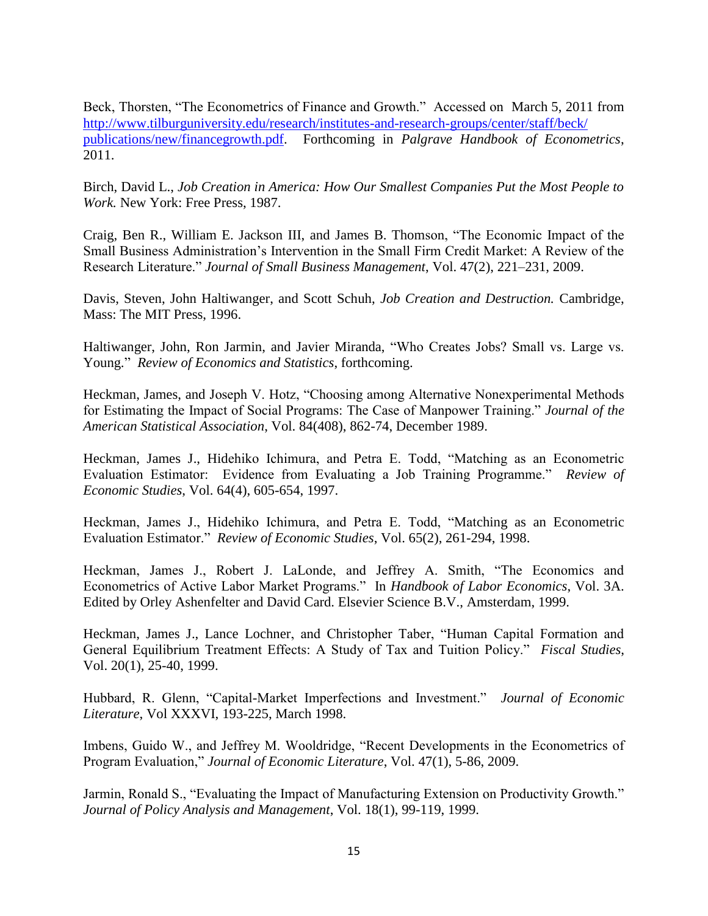Beck, Thorsten, "The Econometrics of Finance and Growth." Accessed on March 5, 2011 from [http://www.tilburguniversity.edu/research/institutes-and-research-groups/center/staff/beck/publications/new/financegrowth.pdf](http://www.tilburguniversity.edu/research/institutes-and-research-groups/center/staff/beck/publications/new/financegrowth.pdf). Forthcoming in *Palgrave Handbook of Econometrics*, 2011.

Birch, David L., *Job Creation in America: How Our Smallest Companies Put the Most People to Work.* New York: Free Press, 1987.

Craig, Ben R., William E. Jackson III, and James B. Thomson, "The Economic Impact of the Small Business Administration's Intervention in the Small Firm Credit Market: A Review of the Research Literature." *Journal of Small Business Management*, Vol. 47(2), 221–231, 2009.

Davis, Steven, John Haltiwanger, and Scott Schuh, *Job Creation and Destruction.* Cambridge, Mass: The MIT Press, 1996.

Haltiwanger, John, Ron Jarmin, and Javier Miranda, "Who Creates Jobs? Small vs. Large vs. Young." *Review of Economics and Statistics*, forthcoming.

Heckman, James, and Joseph V. Hotz, "Choosing among Alternative Nonexperimental Methods for Estimating the Impact of Social Programs: The Case of Manpower Training." *Journal of the American Statistical Association*, Vol. 84(408), 862-74, December 1989.

Heckman, James J., Hidehiko Ichimura, and Petra E. Todd, "Matching as an Econometric Evaluation Estimator: Evidence from Evaluating a Job Training Programme." *Review of Economic Studies*, Vol. 64(4), 605-654, 1997.

Heckman, James J., Hidehiko Ichimura, and Petra E. Todd, "Matching as an Econometric Evaluation Estimator." *Review of Economic Studies*, Vol. 65(2), 261-294, 1998.

Heckman, James J., Robert J. LaLonde, and Jeffrey A. Smith, "The Economics and Econometrics of Active Labor Market Programs." In *Handbook of Labor Economics*, Vol. 3A. Edited by Orley Ashenfelter and David Card. Elsevier Science B.V., Amsterdam, 1999.

Heckman, James J., Lance Lochner, and Christopher Taber, "Human Capital Formation and General Equilibrium Treatment Effects: A Study of Tax and Tuition Policy." *Fiscal Studies*, Vol. 20(1), 25-40, 1999.

Hubbard, R. Glenn, "Capital-Market Imperfections and Investment." *Journal of Economic Literature*, Vol XXXVI, 193-225, March 1998.

Imbens, Guido W., and Jeffrey M. Wooldridge, "Recent Developments in the Econometrics of Program Evaluation," *Journal of Economic Literature*, Vol. 47(1), 5-86, 2009.

Jarmin, Ronald S., "Evaluating the Impact of Manufacturing Extension on Productivity Growth." *Journal of Policy Analysis and Management*, Vol. 18(1), 99-119, 1999.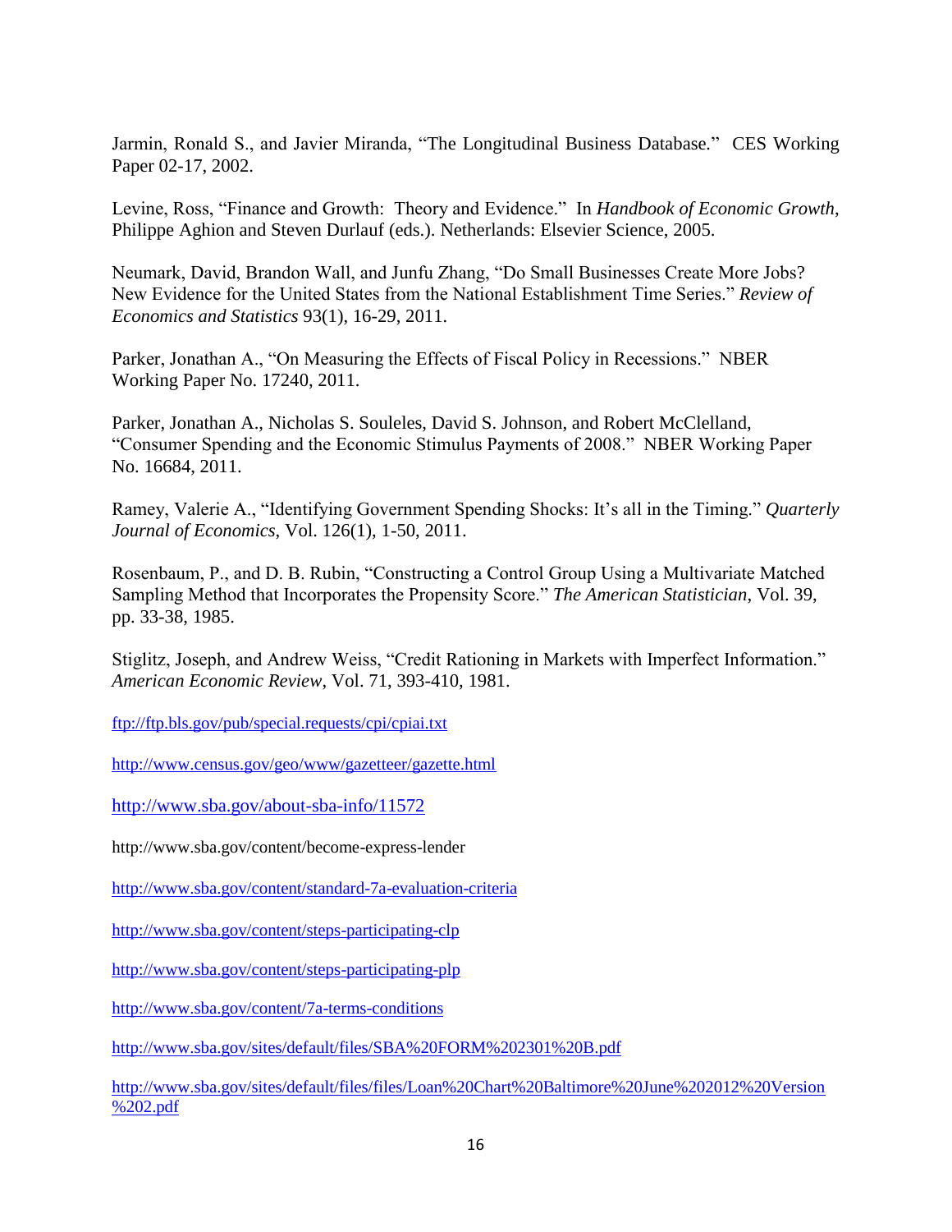Jarmin, Ronald S., and Javier Miranda, "The Longitudinal Business Database." CES Working Paper 02-17, 2002.

Levine, Ross, "Finance and Growth: Theory and Evidence." In *Handbook of Economic Growth*, Philippe Aghion and Steven Durlauf (eds.). Netherlands: Elsevier Science, 2005.

Neumark, David, Brandon Wall, and Junfu Zhang, "Do Small Businesses Create More Jobs? New Evidence for the United States from the National Establishment Time Series." *Review of Economics and Statistics* 93(1), 16-29, 2011.

Parker, Jonathan A., "On Measuring the Effects of Fiscal Policy in Recessions." NBER Working Paper No. 17240, 2011.

Parker, Jonathan A., Nicholas S. Souleles, David S. Johnson, and Robert McClelland, "Consumer Spending and the Economic Stimulus Payments of 2008." NBER Working Paper No. 16684, 2011.

Ramey, Valerie A., "Identifying Government Spending Shocks: It's all in the Timing." *Quarterly Journal of Economics*, Vol. 126(1), 1-50, 2011.

Rosenbaum, P., and D. B. Rubin, "Constructing a Control Group Using a Multivariate Matched Sampling Method that Incorporates the Propensity Score." *The American Statistician*, Vol. 39, pp. 33-38, 1985.

Stiglitz, Joseph, and Andrew Weiss, "Credit Rationing in Markets with Imperfect Information." *American Economic Review*, Vol. 71, 393-410, 1981.

ftp://ftp.bls.gov/pub/special.requests/cpi/cpiai.txt

http://www.census.gov/geo/www/gazetteer/gazette.html

http://www.sba.gov/about-sba-info/11572

http://www.sba.gov/content/become-express-lender

http://www.sba.gov/content/standard-7a-evaluation-criteria

http://www.sba.gov/content/steps-participating-clp

http://www.sba.gov/content/steps-participating-plp

http://www.sba.gov/content/7a-terms-conditions

http://www.sba.gov/sites/default/files/SBA%20FORM%202301%20B.pdf

http://www.sba.gov/sites/default/files/files/Loan%20Chart%20Baltimore%20June%202012%20Version%202.pdf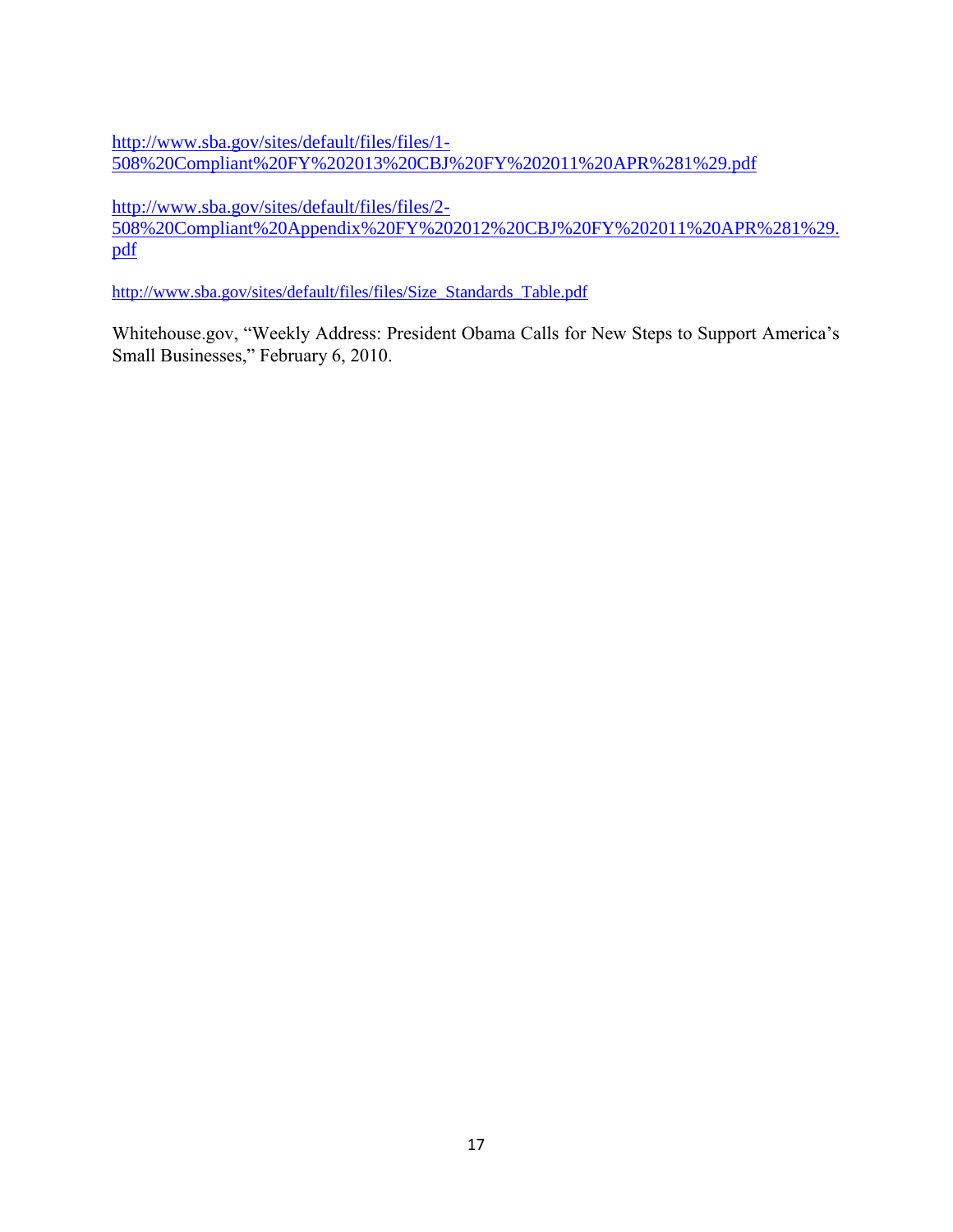http://www.sba.gov/sites/default/files/files/1-508%20Compliant%20FY%202013%20CBJ%20FY%202011%20APR%281%29.pdf

http://www.sba.gov/sites/default/files/files/2-508%20Compliant%20Appendix%20FY%202012%20CBJ%20FY%202011%20APR%281%29.pdf

http://www.sba.gov/sites/default/files/files/Size_Standards_Table.pdf

Whitehouse.gov, "Weekly Address: President Obama Calls for New Steps to Support America's Small Businesses," February 6, 2010.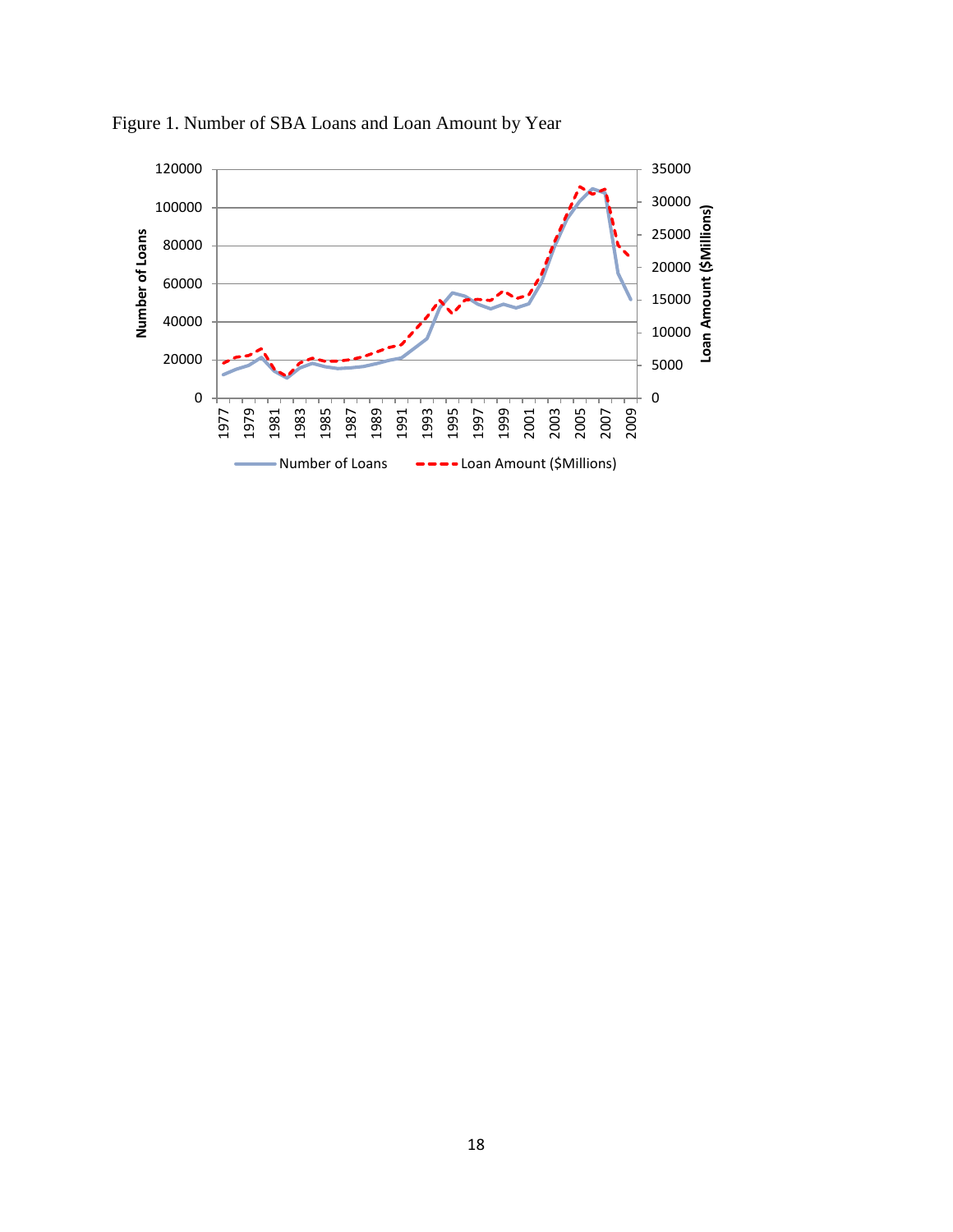Figure 1. Number of SBA Loans and Loan Amount by Year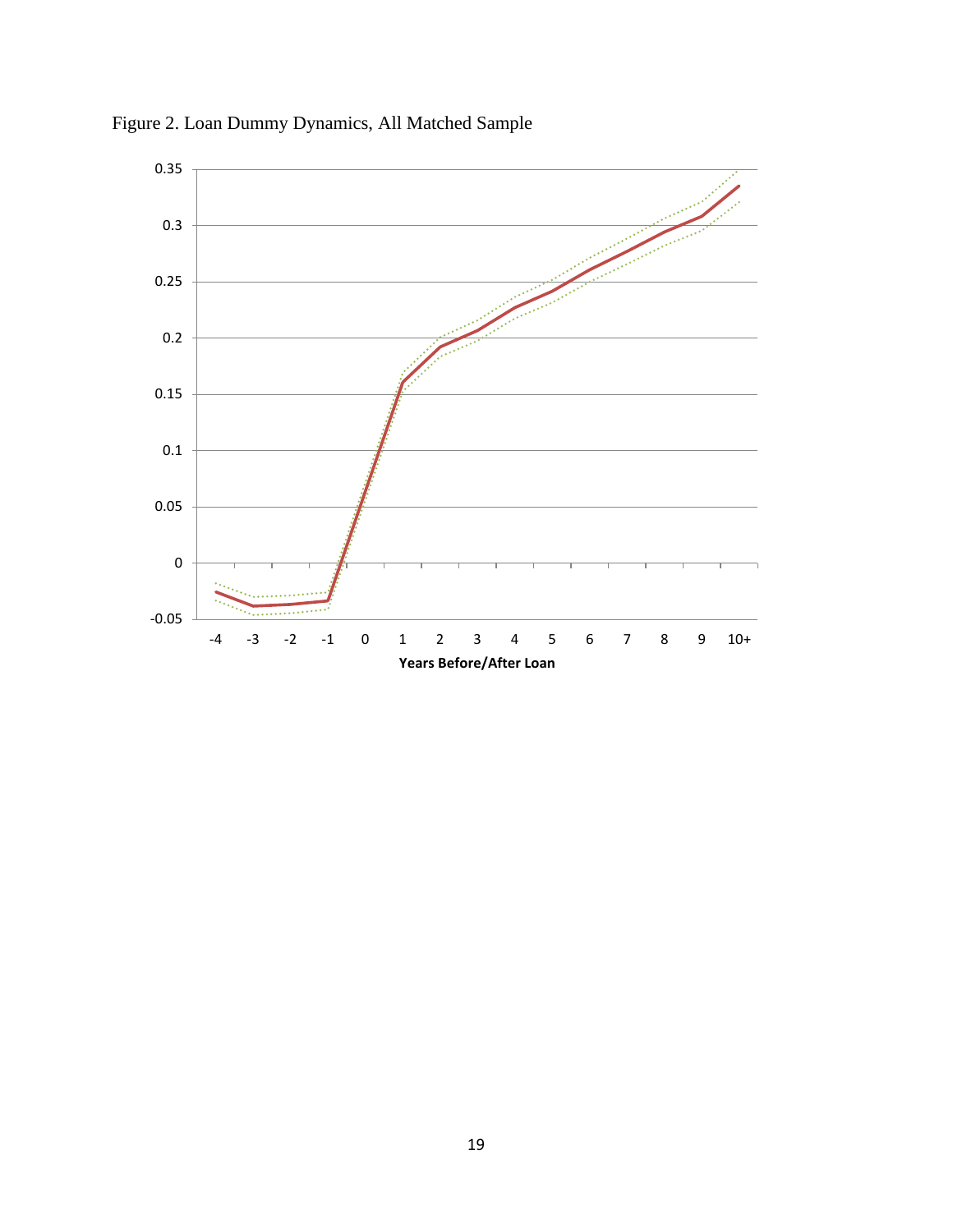Figure 2. Loan Dummy Dynamics, All Matched Sample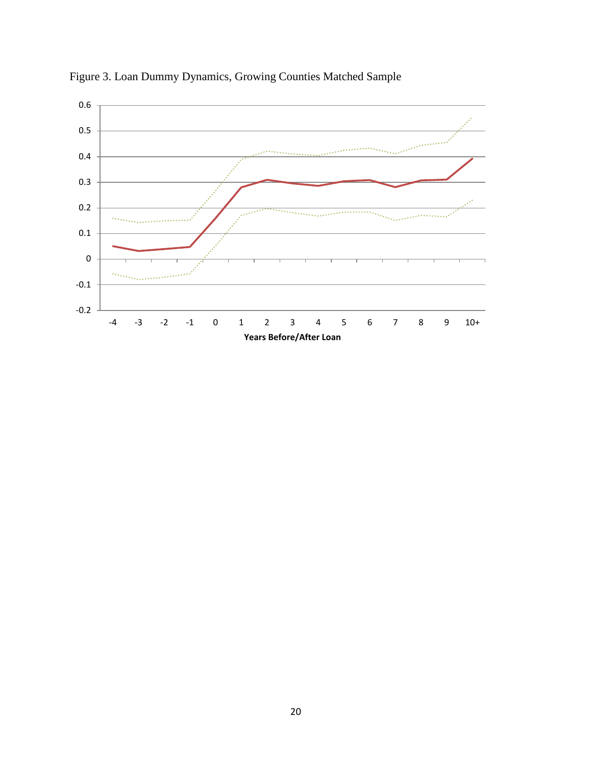Figure 3. Loan Dummy Dynamics, Growing Counties Matched Sample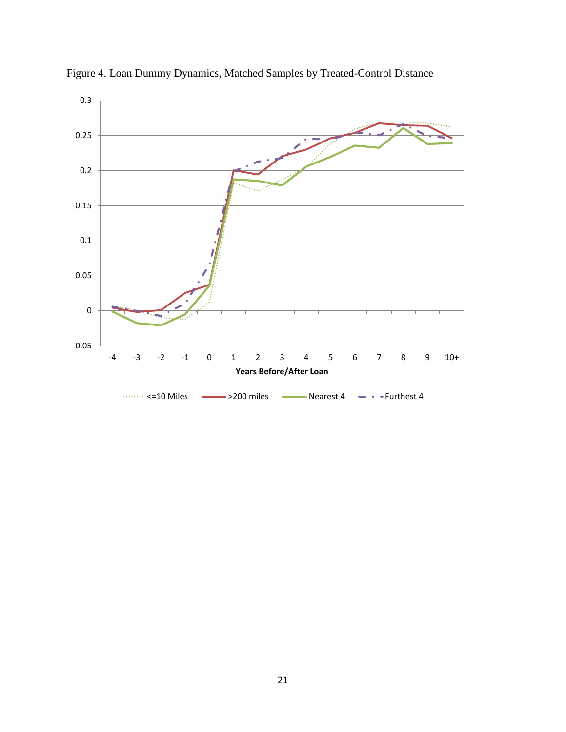Figure 4. Loan Dummy Dynamics, Matched Samples by Treated-Control Distance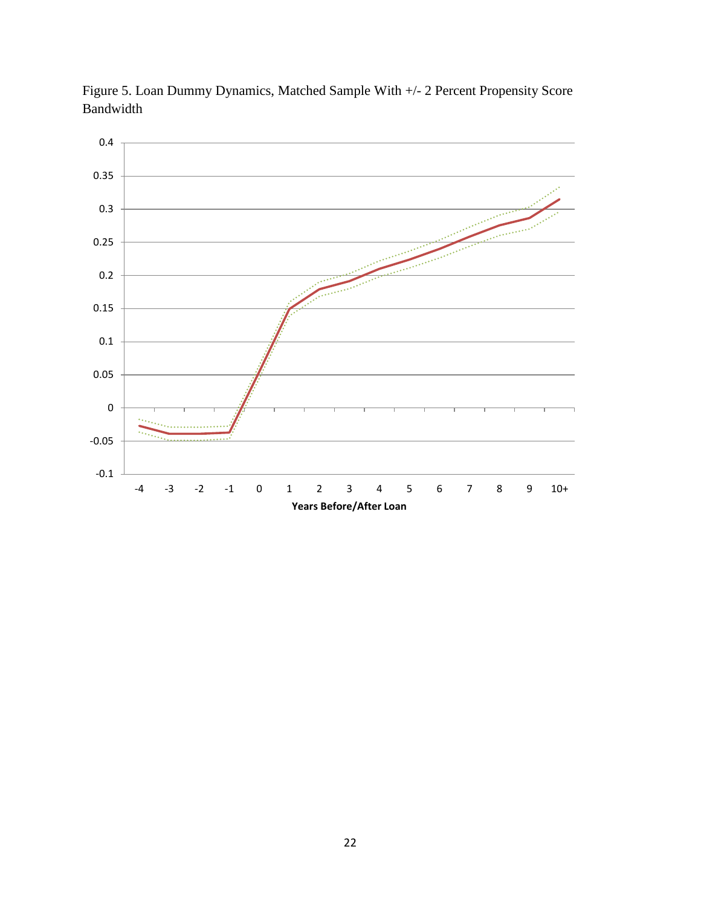Figure 5. Loan Dummy Dynamics, Matched Sample With +/- 2 Percent Propensity Score Bandwidth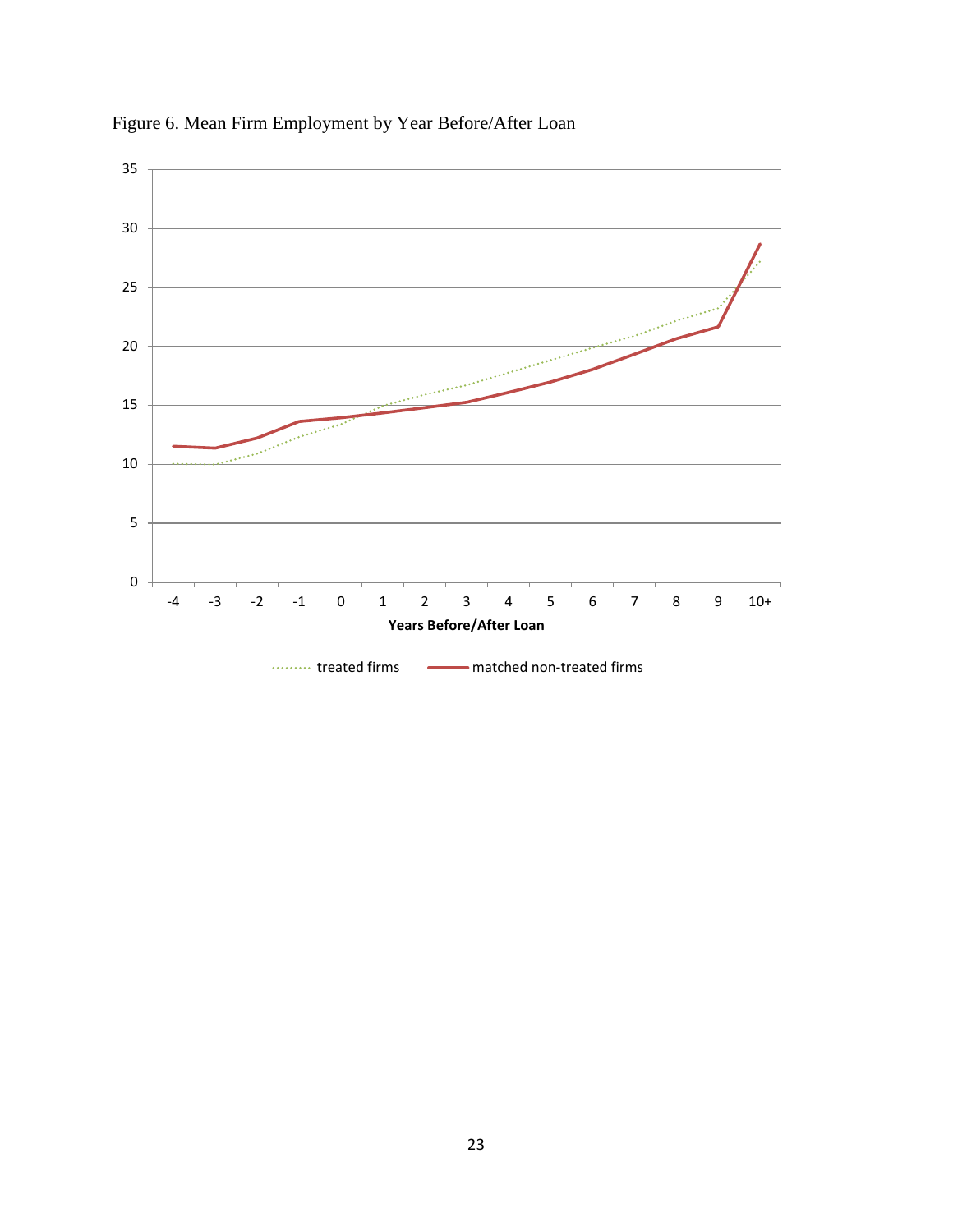Figure 6. Mean Firm Employment by Year Before/After Loan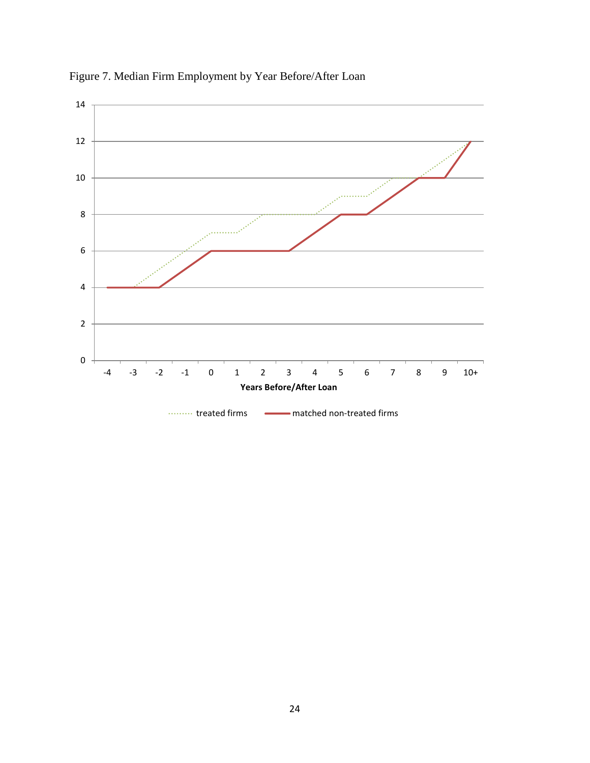Figure 7. Median Firm Employment by Year Before/After Loan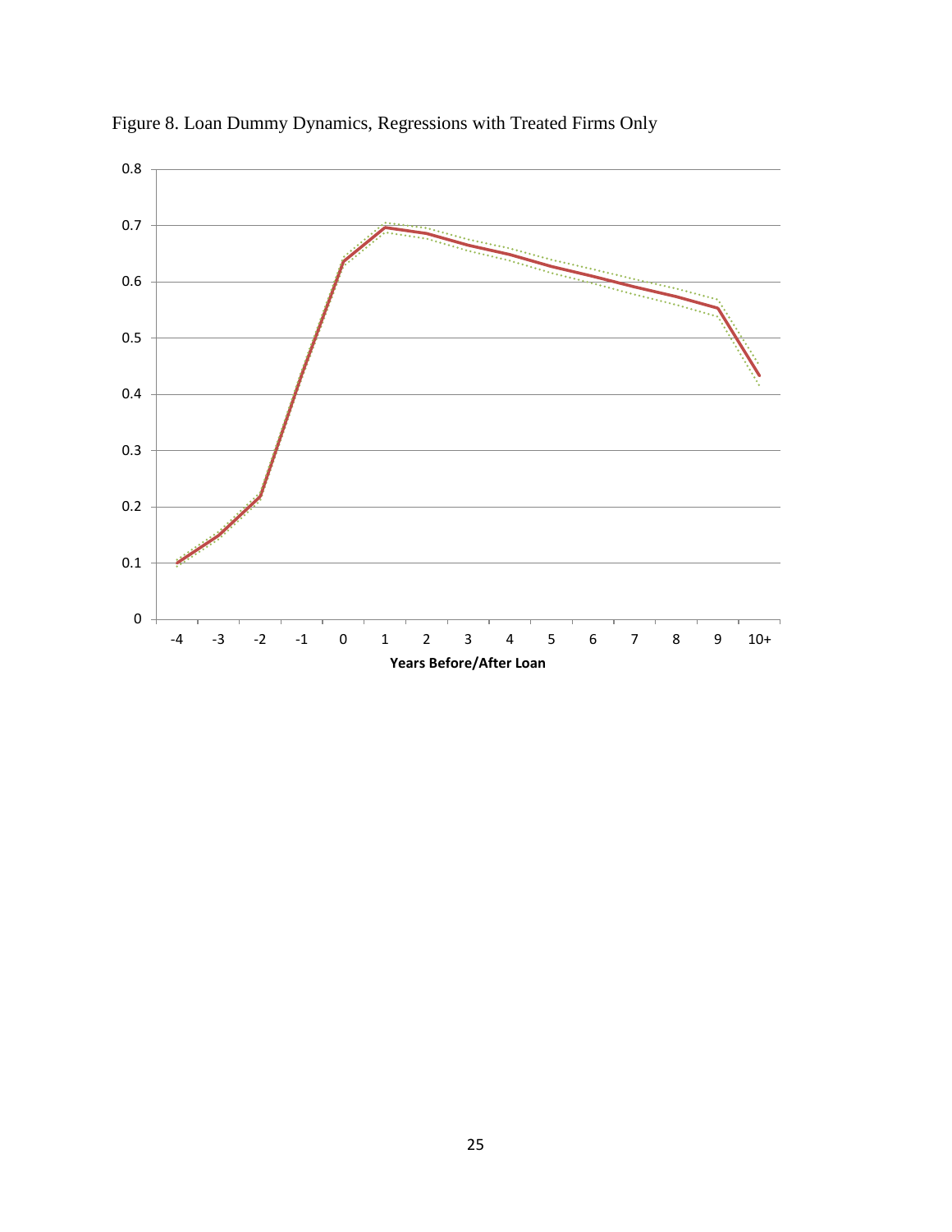Figure 8. Loan Dummy Dynamics, Regressions with Treated Firms Only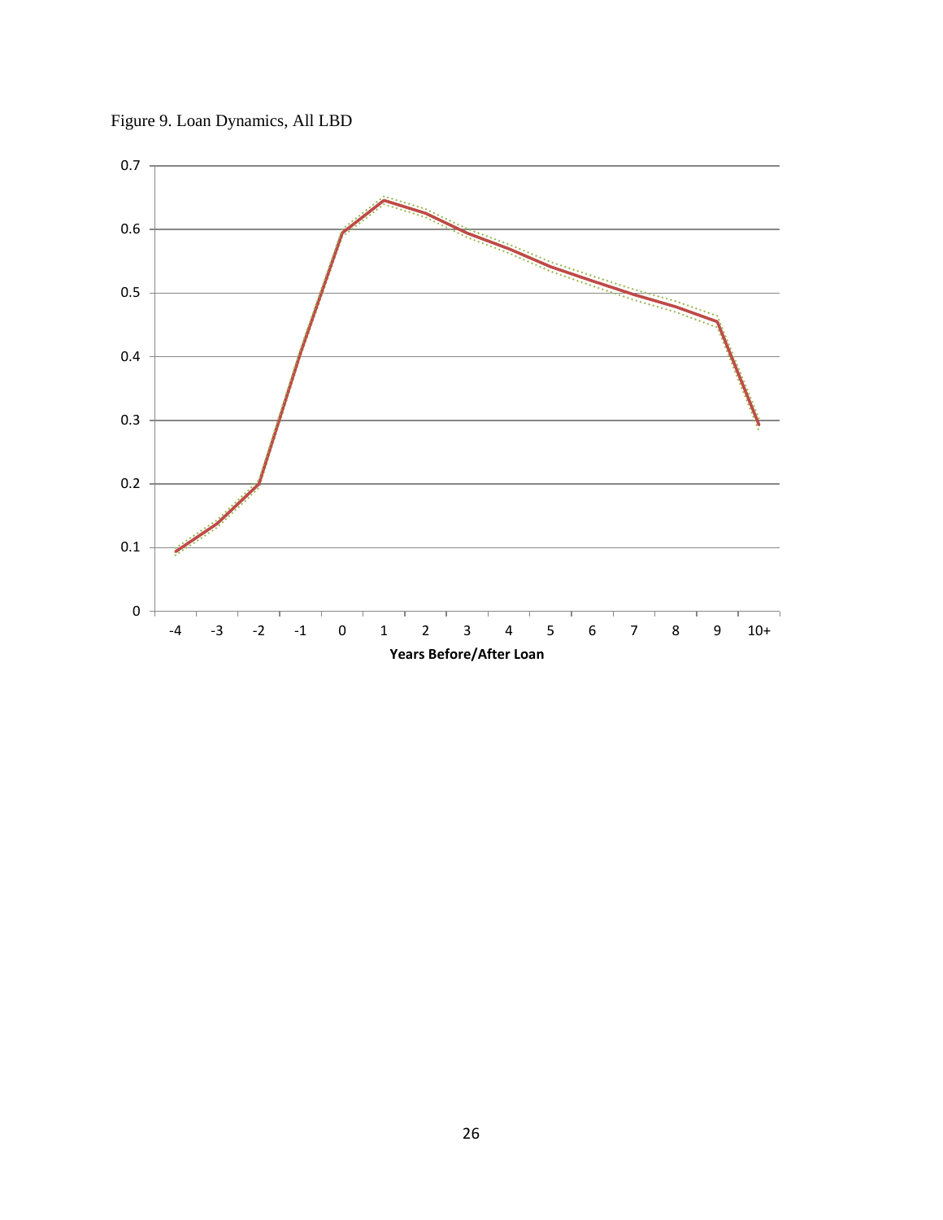Figure 9. Loan Dynamics, All LBD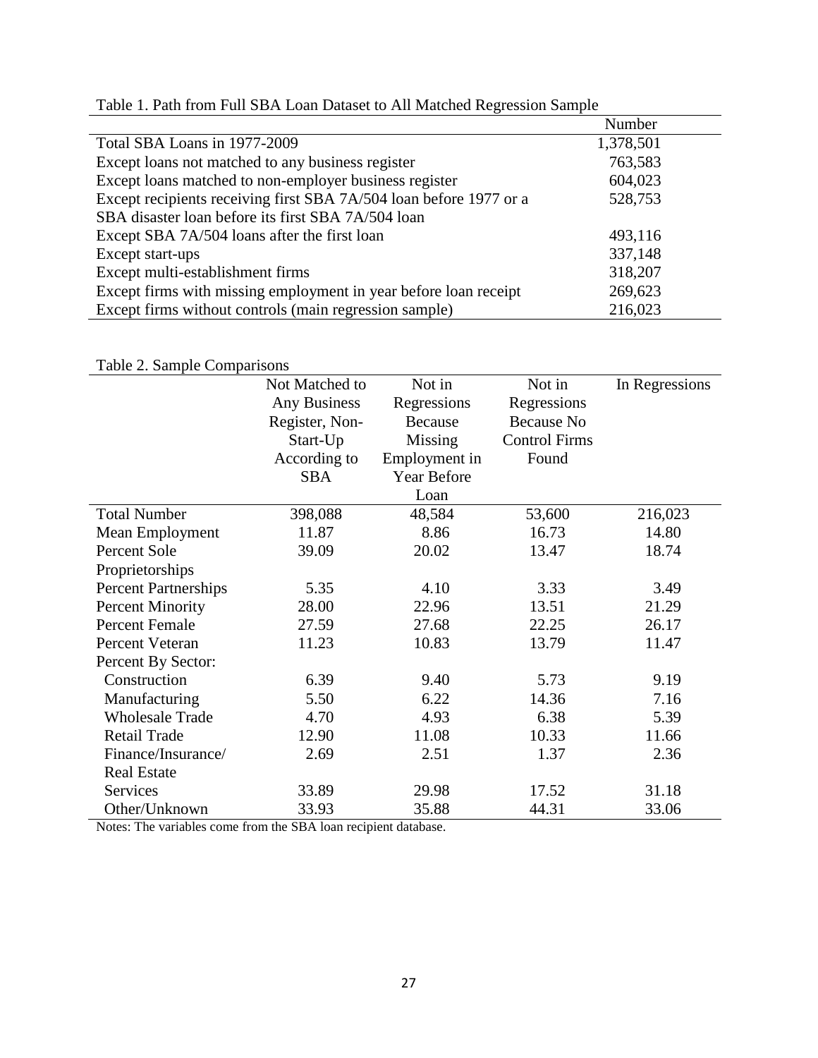Table 1. Path from Full SBA Loan Dataset to All Matched Regression Sample

| | Number |
|---|---|
| Total SBA Loans in 1977-2009 | 1,378,501 |
| Except loans not matched to any business register | 763,583 |
| Except loans matched to non-employer business register | 604,023 |
| Except recipients receiving first SBA 7A/504 loan before 1977 or a SBA disaster loan before its first SBA 7A/504 loan | 528,753 |
| Except SBA 7A/504 loans after the first loan | 493,116 |
| Except start-ups | 337,148 |
| Except multi-establishment firms | 318,207 |
| Except firms with missing employment in year before loan receipt | 269,623 |
| Except firms without controls (main regression sample) | 216,023 |

Table 2. Sample Comparisons

| | Not Matched to Any Business Register, Non-Start-Up According to SBA | Not in Regressions Because Missing Employment in Year Before Loan | Not in Regressions Because No Control Firms Found | In Regressions |
|---|---|---|---|---|
| Total Number | 398,088 | 48,584 | 53,600 | 216,023 |
| Mean Employment | 11.87 | 8.86 | 16.73 | 14.80 |
| Percent Sole Proprietorships | 39.09 | 20.02 | 13.47 | 18.74 |
| Percent Partnerships | 5.35 | 4.10 | 3.33 | 3.49 |
| Percent Minority | 28.00 | 22.96 | 13.51 | 21.29 |
| Percent Female | 27.59 | 27.68 | 22.25 | 26.17 |
| Percent Veteran | 11.23 | 10.83 | 13.79 | 11.47 |
| Percent By Sector: | | | | |
| Construction | 6.39 | 9.40 | 5.73 | 9.19 |
| Manufacturing | 5.50 | 6.22 | 14.36 | 7.16 |
| Wholesale Trade | 4.70 | 4.93 | 6.38 | 5.39 |
| Retail Trade | 12.90 | 11.08 | 10.33 | 11.66 |
| Finance/Insurance/ Real Estate | 2.69 | 2.51 | 1.37 | 2.36 |
| Services | 33.89 | 29.98 | 17.52 | 31.18 |
| Other/Unknown | 33.93 | 35.88 | 44.31 | 33.06 |

Notes: The variables come from the SBA loan recipient database.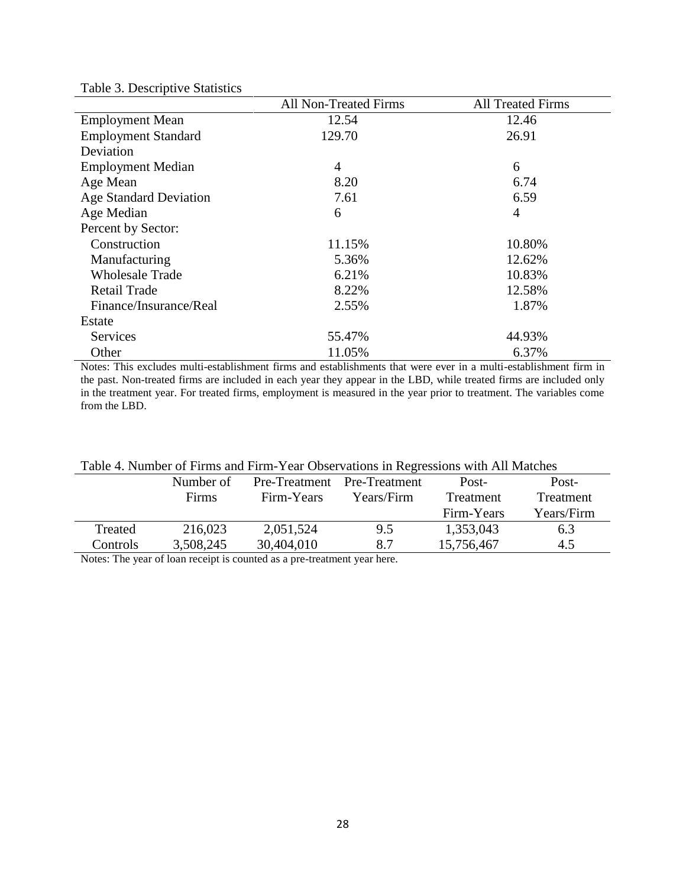Table 3. Descriptive Statistics

| | All Non-Treated Firms | All Treated Firms |
|---|---|---|
| Employment Mean | 12.54 | 12.46 |
| Employment Standard Deviation | 129.70 | 26.91 |
| Employment Median | 4 | 6 |
| Age Mean | 8.20 | 6.74 |
| Age Standard Deviation | 7.61 | 6.59 |
| Age Median | 6 | 4 |
| Percent by Sector: | | |
| Construction | 11.15% | 10.80% |
| Manufacturing | 5.36% | 12.62% |
| Wholesale Trade | 6.21% | 10.83% |
| Retail Trade | 8.22% | 12.58% |
| Finance/Insurance/Real Estate | 2.55% | 1.87% |
| Services | 55.47% | 44.93% |
| Other | 11.05% | 6.37% |

Notes: This excludes multi-establishment firms and establishments that were ever in a multi-establishment firm in the past. Non-treated firms are included in each year they appear in the LBD, while treated firms are included only in the treatment year. For treated firms, employment is measured in the year prior to treatment. The variables come from the LBD.

Table 4. Number of Firms and Firm-Year Observations in Regressions with All Matches

| | Number of Firms | Pre-Treatment Firm-Years | Pre-Treatment Years/Firm | Post-Treatment Firm-Years | Post-Treatment Years/Firm |
|---|---|---|---|---|---|
| Treated | 216,023 | 2,051,524 | 9.5 | 1,353,043 | 6.3 |
| Controls | 3,508,245 | 30,404,010 | 8.7 | 15,756,467 | 4.5 |

Notes: The year of loan receipt is counted as a pre-treatment year here.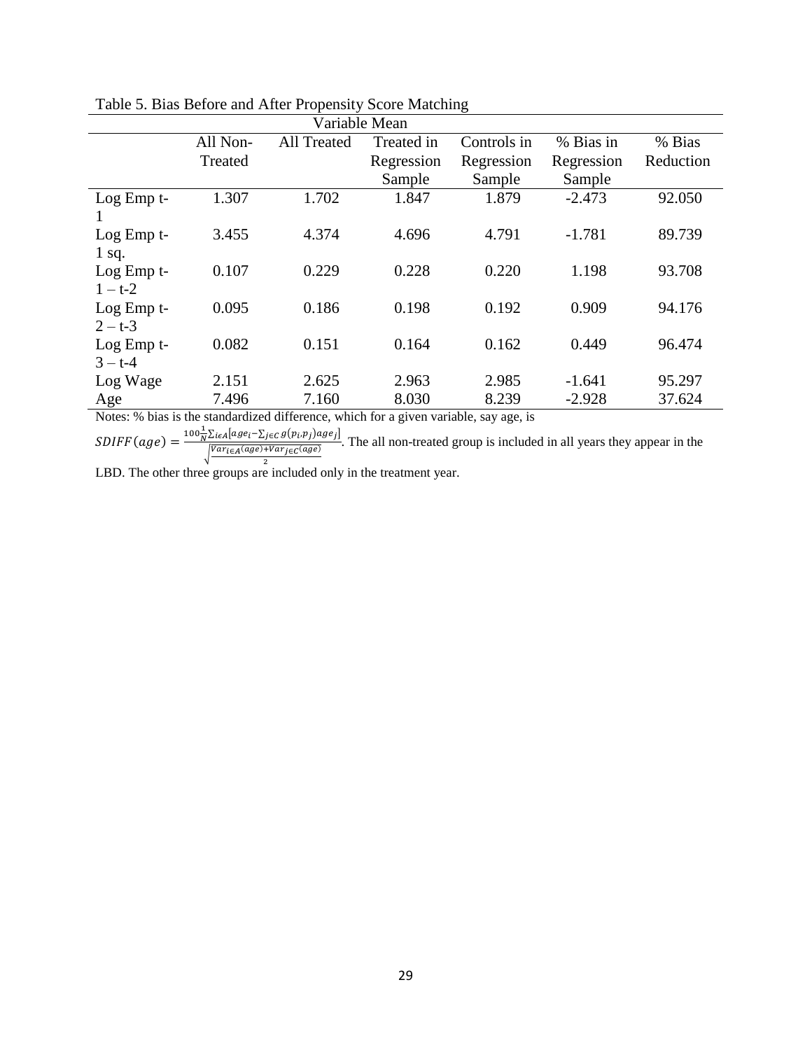Table 5. Bias Before and After Propensity Score Matching

| | Variable Mean | | | | | |
|---|---|---|---|---|---|---|
| | All Non-Treated | All Treated | Treated in Regression Sample | Controls in Regression Sample | % Bias in Regression Sample | % Bias Reduction |
| Log Emp t-1 | 1.307 | 1.702 | 1.847 | 1.879 | -2.473 | 92.050 |
| Log Emp t-1 sq. | 3.455 | 4.374 | 4.696 | 4.791 | -1.781 | 89.739 |
| Log Emp t-1 – t-2 | 0.107 | 0.229 | 0.228 | 0.220 | 1.198 | 93.708 |
| Log Emp t-2 – t-3 | 0.095 | 0.186 | 0.198 | 0.192 | 0.909 | 94.176 |
| Log Emp t-3 – t-4 | 0.082 | 0.151 | 0.164 | 0.162 | 0.449 | 96.474 |
| Log Wage | 2.151 | 2.625 | 2.963 | 2.985 | -1.641 | 95.297 |
| Age | 7.496 | 7.160 | 8.030 | 8.239 | -2.928 | 37.624 |

Notes: % bias is the standardized difference, which for a given variable, say age, is $SDIFF(age) = \frac{100\frac{1}{N}\sum_{i\epsilon A}[age_i - \sum_{j\epsilon C} g(p_i,p_j)age_j]}{\sqrt{\frac{Var_{i\epsilon A}(age)+Var_{j\epsilon C}(age)}{2}}}$. The all non-treated group is included in all years they appear in the LBD. The other three groups are included only in the treatment year.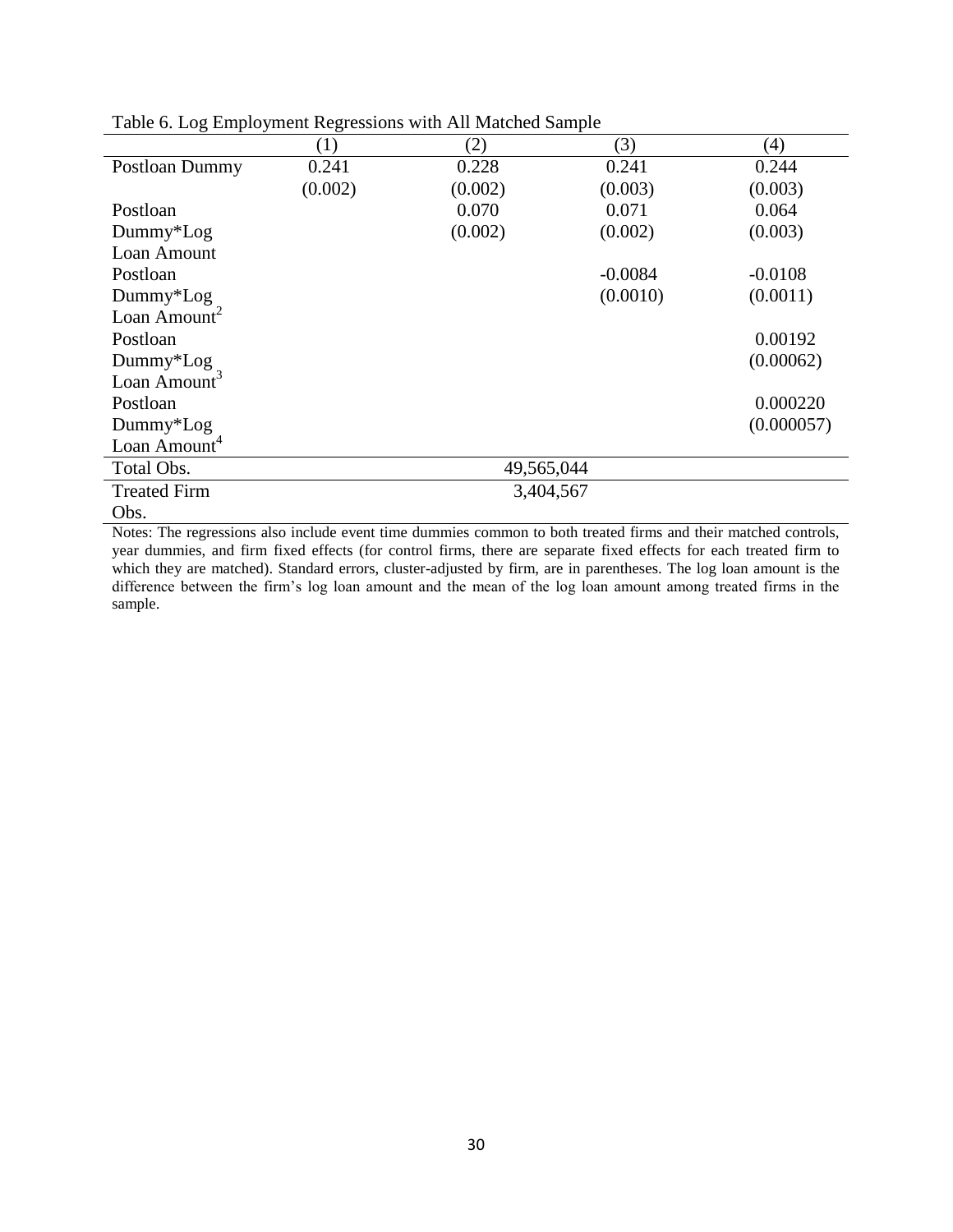Table 6. Log Employment Regressions with All Matched Sample

| | (1) | (2) | (3) | (4) |
|---|---|---|---|---|
| Postloan Dummy | 0.241 | 0.228 | 0.241 | 0.244 |
| | (0.002) | (0.002) | (0.003) | (0.003) |
| Postloan Dummy*Log Loan Amount | | 0.070 | 0.071 | 0.064 |
| | | (0.002) | (0.002) | (0.003) |
| Postloan Dummy*Log Loan Amount$^2$ | | | -0.0084 | -0.0108 |
| | | | (0.0010) | (0.0011) |
| Postloan Dummy*Log Loan Amount$^3$ | | | | 0.00192 |
| | | | | (0.00062) |
| Postloan Dummy*Log Loan Amount$^4$ | | | | 0.000220 |
| | | | | (0.000057) |
| Total Obs. | 49,565,044 | | | |
| Treated Firm Obs. | 3,404,567 | | | |

Notes: The regressions also include event time dummies common to both treated firms and their matched controls, year dummies, and firm fixed effects (for control firms, there are separate fixed effects for each treated firm to which they are matched). Standard errors, cluster-adjusted by firm, are in parentheses. The log loan amount is the difference between the firm's log loan amount and the mean of the log loan amount among treated firms in the sample.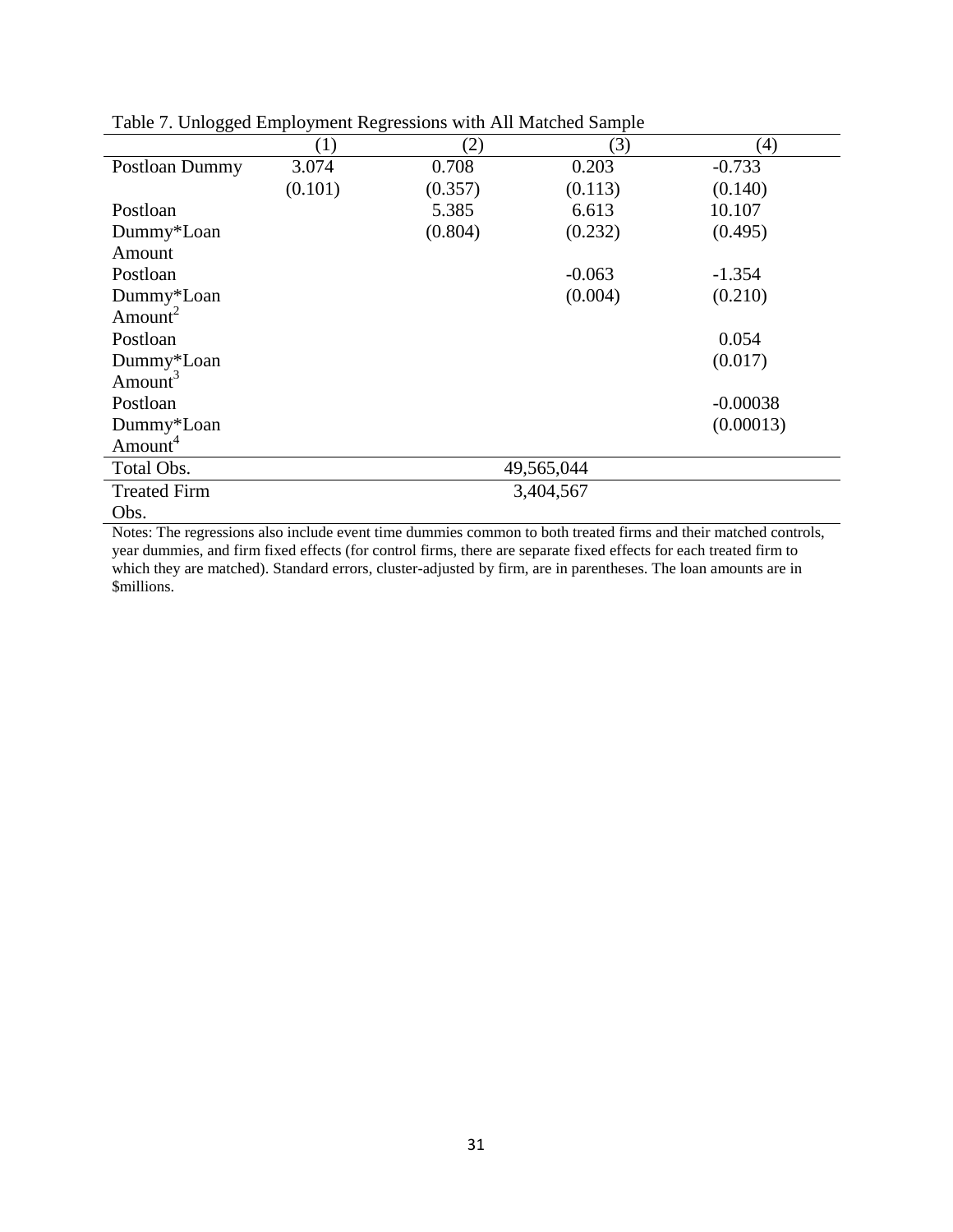Table 7. Unlogged Employment Regressions with All Matched Sample

| | (1) | (2) | (3) | (4) |
|---|---|---|---|---|
| Postloan Dummy | 3.074 | 0.708 | 0.203 | -0.733 |
| | (0.101) | (0.357) | (0.113) | (0.140) |
| Postloan Dummy*Loan Amount | | 5.385 | 6.613 | 10.107 |
| | | (0.804) | (0.232) | (0.495) |
| Postloan Dummy*Loan Amount$^2$ | | | -0.063 | -1.354 |
| | | | (0.004) | (0.210) |
| Postloan Dummy*Loan Amount$^3$ | | | | 0.054 |
| | | | | (0.017) |
| Postloan Dummy*Loan Amount$^4$ | | | | -0.00038 |
| | | | | (0.00013) |
| Total Obs. | 49,565,044 | | | |
| Treated Firm Obs. | 3,404,567 | | | |

Notes: The regressions also include event time dummies common to both treated firms and their matched controls, year dummies, and firm fixed effects (for control firms, there are separate fixed effects for each treated firm to which they are matched). Standard errors, cluster-adjusted by firm, are in parentheses. The loan amounts are in $millions.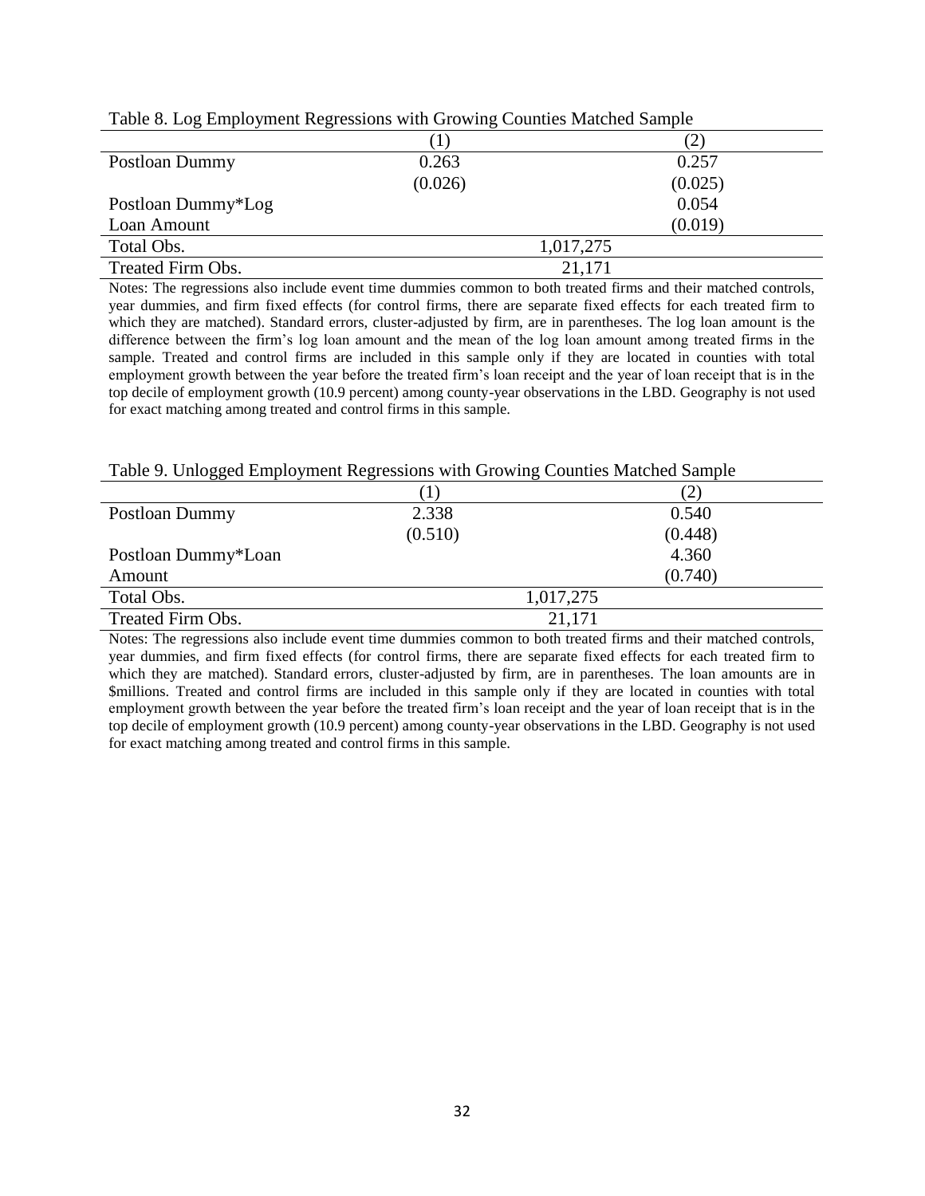Table 8. Log Employment Regressions with Growing Counties Matched Sample

| | (1) | (2) |
|---|---|---|
| Postloan Dummy | 0.263 | 0.257 |
| | (0.026) | (0.025) |
| Postloan Dummy*Log Loan Amount | | 0.054 |
| | | (0.019) |
| Total Obs. | 1,017,275 | |
| Treated Firm Obs. | 21,171 | |

Notes: The regressions also include event time dummies common to both treated firms and their matched controls, year dummies, and firm fixed effects (for control firms, there are separate fixed effects for each treated firm to which they are matched). Standard errors, cluster-adjusted by firm, are in parentheses. The log loan amount is the difference between the firm's log loan amount and the mean of the log loan amount among treated firms in the sample. Treated and control firms are included in this sample only if they are located in counties with total employment growth between the year before the treated firm's loan receipt and the year of loan receipt that is in the top decile of employment growth (10.9 percent) among county-year observations in the LBD. Geography is not used for exact matching among treated and control firms in this sample.

Table 9. Unlogged Employment Regressions with Growing Counties Matched Sample

| | (1) | (2) |
|---|---|---|
| Postloan Dummy | 2.338 | 0.540 |
| | (0.510) | (0.448) |
| Postloan Dummy*Loan Amount | | 4.360 |
| | | (0.740) |
| Total Obs. | 1,017,275 | |
| Treated Firm Obs. | 21,171 | |

Notes: The regressions also include event time dummies common to both treated firms and their matched controls, year dummies, and firm fixed effects (for control firms, there are separate fixed effects for each treated firm to which they are matched). Standard errors, cluster-adjusted by firm, are in parentheses. The loan amounts are in $millions. Treated and control firms are included in this sample only if they are located in counties with total employment growth between the year before the treated firm's loan receipt and the year of loan receipt that is in the top decile of employment growth (10.9 percent) among county-year observations in the LBD. Geography is not used for exact matching among treated and control firms in this sample.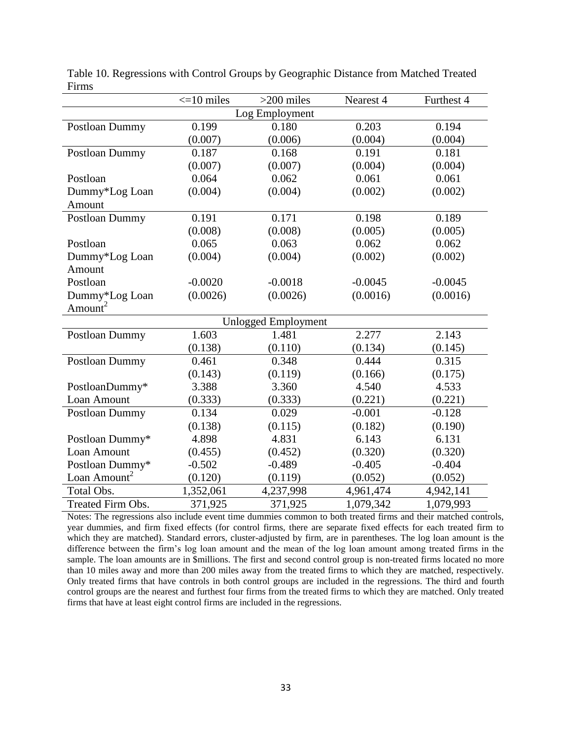Table 10. Regressions with Control Groups by Geographic Distance from Matched Treated Firms

| | <=10 miles | >200 miles | Nearest 4 | Furthest 4 |
|---|---|---|---|---|
| | | Log Employment | | |
| Postloan Dummy | 0.199 | 0.180 | 0.203 | 0.194 |
| | (0.007) | (0.006) | (0.004) | (0.004) |
| Postloan Dummy | 0.187 | 0.168 | 0.191 | 0.181 |
| | (0.007) | (0.007) | (0.004) | (0.004) |
| Postloan Dummy*Log Loan Amount | 0.064 | 0.062 | 0.061 | 0.061 |
| | (0.004) | (0.004) | (0.002) | (0.002) |
| Postloan Dummy | 0.191 | 0.171 | 0.198 | 0.189 |
| | (0.008) | (0.008) | (0.005) | (0.005) |
| Postloan Dummy*Log Loan Amount | 0.065 | 0.063 | 0.062 | 0.062 |
| | (0.004) | (0.004) | (0.002) | (0.002) |
| Postloan Dummy*Log Loan Amount$^2$ | -0.0020 | -0.0018 | -0.0045 | -0.0045 |
| | (0.0026) | (0.0026) | (0.0016) | (0.0016) |
| | | Unlogged Employment | | |
| Postloan Dummy | 1.603 | 1.481 | 2.277 | 2.143 |
| | (0.138) | (0.110) | (0.134) | (0.145) |
| Postloan Dummy | 0.461 | 0.348 | 0.444 | 0.315 |
| | (0.143) | (0.119) | (0.166) | (0.175) |
| PostloanDummy* Loan Amount | 3.388 | 3.360 | 4.540 | 4.533 |
| | (0.333) | (0.333) | (0.221) | (0.221) |
| Postloan Dummy | 0.134 | 0.029 | -0.001 | -0.128 |
| | (0.138) | (0.115) | (0.182) | (0.190) |
| Postloan Dummy* Loan Amount | 4.898 | 4.831 | 6.143 | 6.131 |
| | (0.455) | (0.452) | (0.320) | (0.320) |
| Postloan Dummy* Loan Amount$^2$ | -0.502 | -0.489 | -0.405 | -0.404 |
| | (0.120) | (0.119) | (0.052) | (0.052) |
| Total Obs. | 1,352,061 | 4,237,998 | 4,961,474 | 4,942,141 |
| Treated Firm Obs. | 371,925 | 371,925 | 1,079,342 | 1,079,993 |

Notes: The regressions also include event time dummies common to both treated firms and their matched controls, year dummies, and firm fixed effects (for control firms, there are separate fixed effects for each treated firm to which they are matched). Standard errors, cluster-adjusted by firm, are in parentheses. The log loan amount is the difference between the firm's log loan amount and the mean of the log loan amount among treated firms in the sample. The loan amounts are in $millions. The first and second control group is non-treated firms located no more than 10 miles away and more than 200 miles away from the treated firms to which they are matched, respectively. Only treated firms that have controls in both control groups are included in the regressions. The third and fourth control groups are the nearest and furthest four firms from the treated firms to which they are matched. Only treated firms that have at least eight control firms are included in the regressions.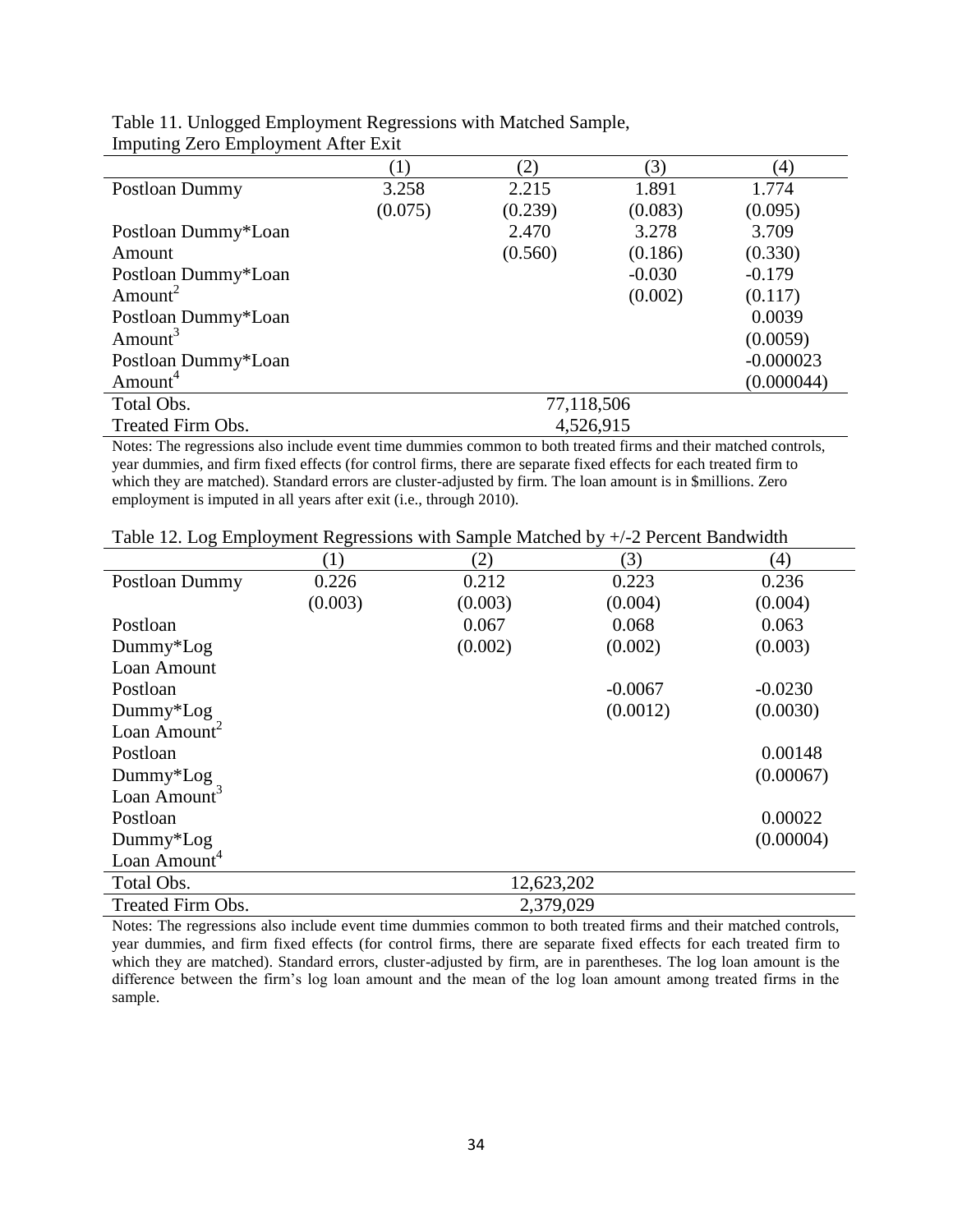Table 11. Unlogged Employment Regressions with Matched Sample, Imputing Zero Employment After Exit

| | (1) | (2) | (3) | (4) |
|---|---|---|---|---|
| Postloan Dummy | 3.258 | 2.215 | 1.891 | 1.774 |
| | (0.075) | (0.239) | (0.083) | (0.095) |
| Postloan Dummy*Loan Amount | | 2.470 | 3.278 | 3.709 |
| | | (0.560) | (0.186) | (0.330) |
| Postloan Dummy*Loan Amount$^2$ | | | -0.030 | -0.179 |
| | | | (0.002) | (0.117) |
| Postloan Dummy*Loan Amount$^3$ | | | | 0.0039 |
| | | | | (0.0059) |
| Postloan Dummy*Loan Amount$^4$ | | | | -0.000023 |
| | | | | (0.000044) |
| Total Obs. | 77,118,506 | | | |
| Treated Firm Obs. | 4,526,915 | | | |

Notes: The regressions also include event time dummies common to both treated firms and their matched controls, year dummies, and firm fixed effects (for control firms, there are separate fixed effects for each treated firm to which they are matched). Standard errors are cluster-adjusted by firm. The loan amount is in $millions. Zero employment is imputed in all years after exit (i.e., through 2010).

Table 12. Log Employment Regressions with Sample Matched by +/-2 Percent Bandwidth

| | (1) | (2) | (3) | (4) |
|---|---|---|---|---|
| Postloan Dummy | 0.226 | 0.212 | 0.223 | 0.236 |
| | (0.003) | (0.003) | (0.004) | (0.004) |
| Postloan Dummy*Log Loan Amount | | 0.067 | 0.068 | 0.063 |
| | | (0.002) | (0.002) | (0.003) |
| Postloan Dummy*Log Loan Amount$^2$ | | | -0.0067 | -0.0230 |
| | | | (0.0012) | (0.0030) |
| Postloan Dummy*Log Loan Amount$^3$ | | | | 0.00148 |
| | | | | (0.00067) |
| Postloan Dummy*Log Loan Amount$^4$ | | | | 0.00022 |
| | | | | (0.00004) |
| Total Obs. | 12,623,202 | | | |
| Treated Firm Obs. | 2,379,029 | | | |

Notes: The regressions also include event time dummies common to both treated firms and their matched controls, year dummies, and firm fixed effects (for control firms, there are separate fixed effects for each treated firm to which they are matched). Standard errors, cluster-adjusted by firm, are in parentheses. The log loan amount is the difference between the firm's log loan amount and the mean of the log loan amount among treated firms in the sample.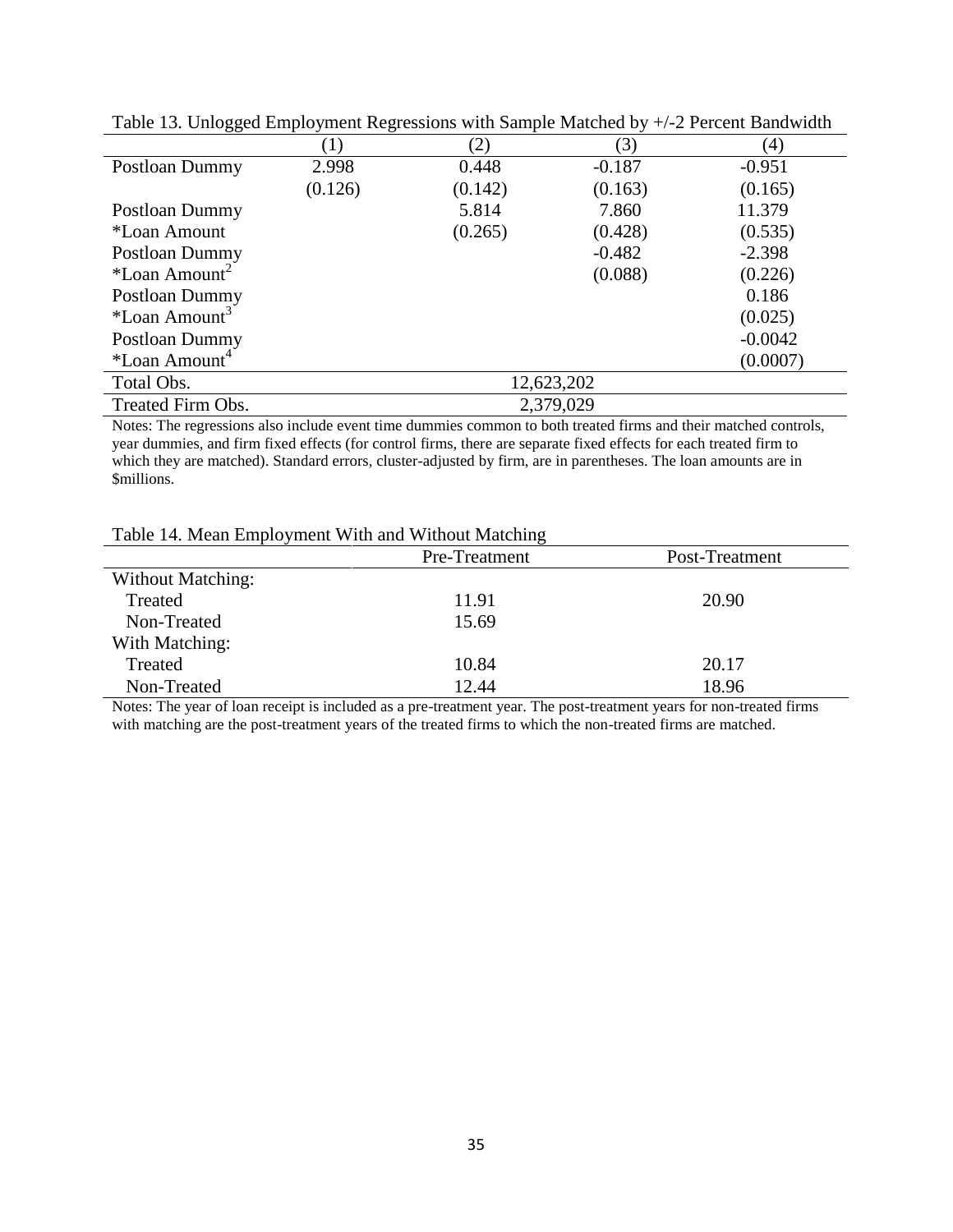Table 13. Unlogged Employment Regressions with Sample Matched by +/-2 Percent Bandwidth

| | (1) | (2) | (3) | (4) |
|---|---|---|---|---|
| Postloan Dummy | 2.998 | 0.448 | -0.187 | -0.951 |
| | (0.126) | (0.142) | (0.163) | (0.165) |
| Postloan Dummy *Loan Amount | | 5.814 | 7.860 | 11.379 |
| | | (0.265) | (0.428) | (0.535) |
| Postloan Dummy *Loan Amount$^2$ | | | -0.482 | -2.398 |
| | | | (0.088) | (0.226) |
| Postloan Dummy *Loan Amount$^3$ | | | | 0.186 |
| | | | | (0.025) |
| Postloan Dummy *Loan Amount$^4$ | | | | -0.0042 |
| | | | | (0.0007) |
| Total Obs. | 12,623,202 | | | |
| Treated Firm Obs. | 2,379,029 | | | |

Notes: The regressions also include event time dummies common to both treated firms and their matched controls, year dummies, and firm fixed effects (for control firms, there are separate fixed effects for each treated firm to which they are matched). Standard errors, cluster-adjusted by firm, are in parentheses. The loan amounts are in $millions.

Table 14. Mean Employment With and Without Matching

| | Pre-Treatment | Post-Treatment |
|---|---|---|
| Without Matching: | | |
| Treated | 11.91 | 20.90 |
| Non-Treated | 15.69 | |
| With Matching: | | |
| Treated | 10.84 | 20.17 |
| Non-Treated | 12.44 | 18.96 |

Notes: The year of loan receipt is included as a pre-treatment year. The post-treatment years for non-treated firms with matching are the post-treatment years of the treated firms to which the non-treated firms are matched.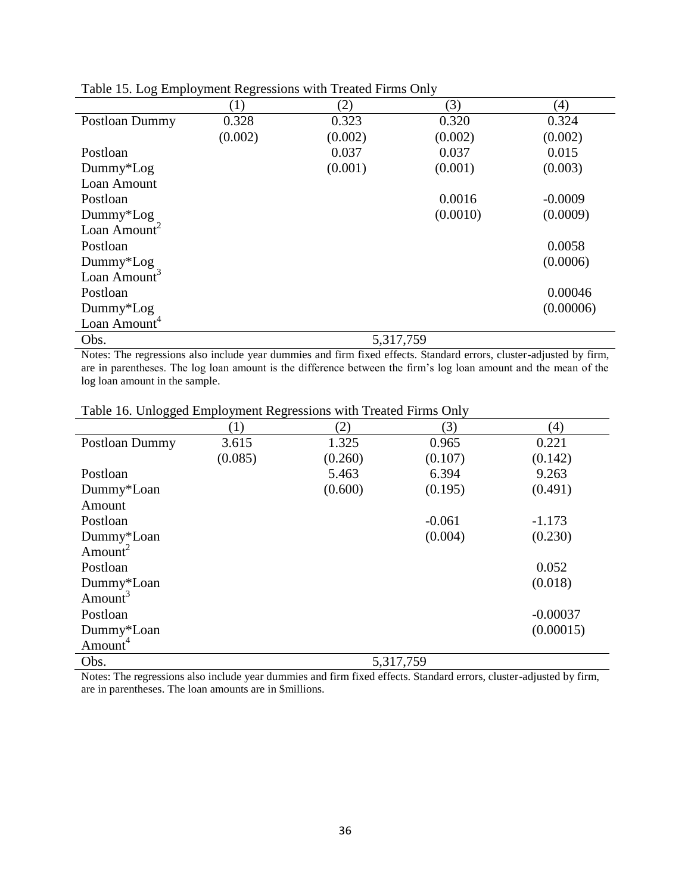Table 15. Log Employment Regressions with Treated Firms Only

| | (1) | (2) | (3) | (4) |
|---|---|---|---|---|
| Postloan Dummy | 0.328 | 0.323 | 0.320 | 0.324 |
| | (0.002) | (0.002) | (0.002) | (0.002) |
| Postloan Dummy*Log Loan Amount | | 0.037 | 0.037 | 0.015 |
| | | (0.001) | (0.001) | (0.003) |
| Postloan Dummy*Log Loan Amount$^2$ | | | 0.0016 | -0.0009 |
| | | | (0.0010) | (0.0009) |
| Postloan Dummy*Log Loan Amount$^3$ | | | | 0.0058 |
| | | | | (0.0006) |
| Postloan Dummy*Log Loan Amount$^4$ | | | | 0.00046 |
| | | | | (0.00006) |
| Obs. | 5,317,759 | | | |

Notes: The regressions also include year dummies and firm fixed effects. Standard errors, cluster-adjusted by firm, are in parentheses. The log loan amount is the difference between the firm's log loan amount and the mean of the log loan amount in the sample.

Table 16. Unlogged Employment Regressions with Treated Firms Only

| | (1) | (2) | (3) | (4) |
|---|---|---|---|---|
| Postloan Dummy | 3.615 | 1.325 | 0.965 | 0.221 |
| | (0.085) | (0.260) | (0.107) | (0.142) |
| Postloan Dummy*Loan Amount | | 5.463 | 6.394 | 9.263 |
| | | (0.600) | (0.195) | (0.491) |
| Postloan Dummy*Loan Amount$^2$ | | | -0.061 | -1.173 |
| | | | (0.004) | (0.230) |
| Postloan Dummy*Loan Amount$^3$ | | | | 0.052 |
| | | | | (0.018) |
| Postloan Dummy*Loan Amount$^4$ | | | | -0.00037 |
| | | | | (0.00015) |
| Obs. | 5,317,759 | | | |

Notes: The regressions also include year dummies and firm fixed effects. Standard errors, cluster-adjusted by firm, are in parentheses. The loan amounts are in \$millions.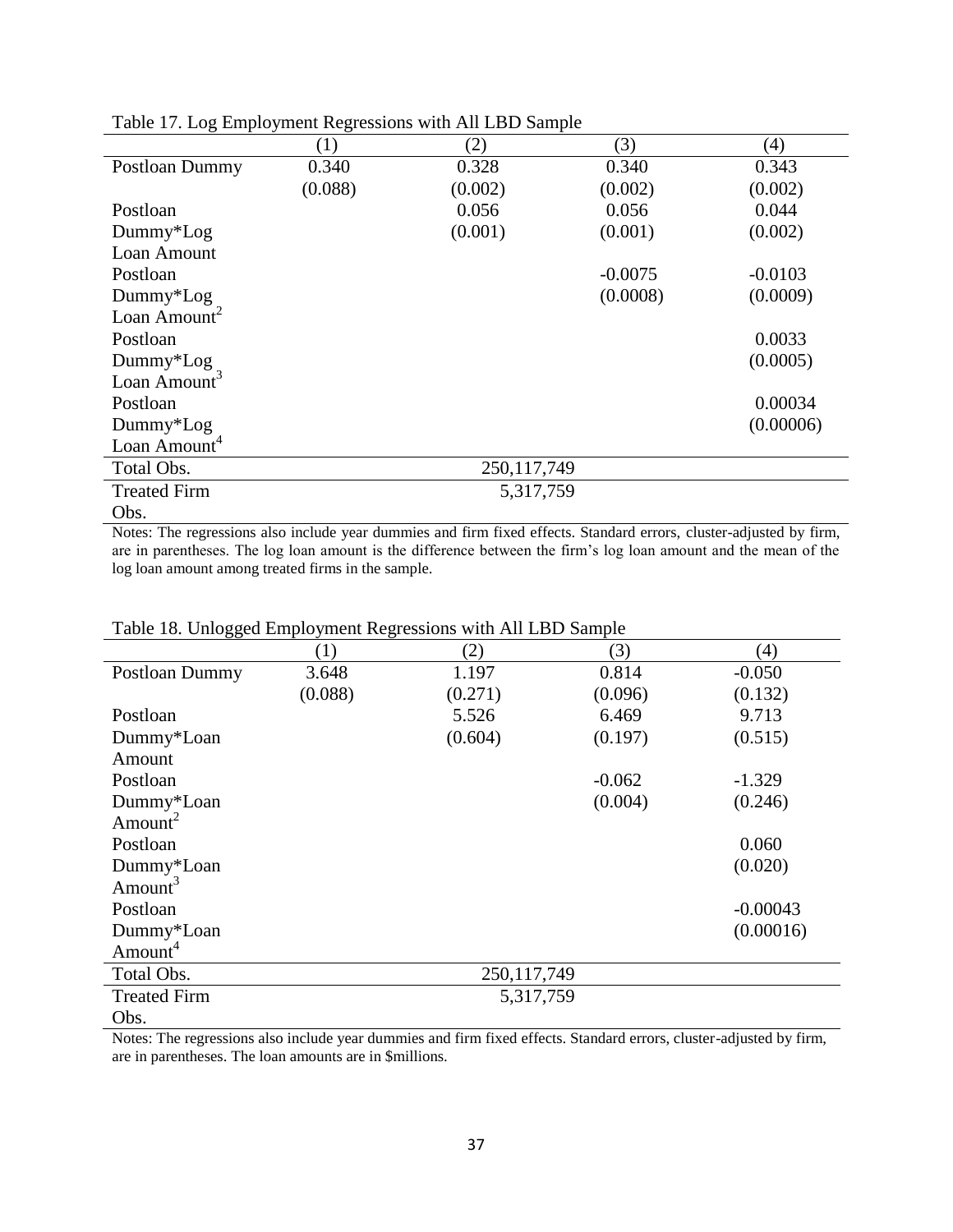Table 17. Log Employment Regressions with All LBD Sample

| | (1) | (2) | (3) | (4) |
|---|---|---|---|---|
| Postloan Dummy | 0.340 | 0.328 | 0.340 | 0.343 |
| | (0.088) | (0.002) | (0.002) | (0.002) |
| Postloan Dummy*Log Loan Amount | | 0.056 | 0.056 | 0.044 |
| | | (0.001) | (0.001) | (0.002) |
| Postloan Dummy*Log Loan Amount$^2$ | | | -0.0075 | -0.0103 |
| | | | (0.0008) | (0.0009) |
| Postloan Dummy*Log Loan Amount$^3$ | | | | 0.0033 |
| | | | | (0.0005) |
| Postloan Dummy*Log Loan Amount$^4$ | | | | 0.00034 |
| | | | | (0.00006) |
| Total Obs. | 250,117,749 | | | |
| Treated Firm Obs. | 5,317,759 | | | |

Notes: The regressions also include year dummies and firm fixed effects. Standard errors, cluster-adjusted by firm, are in parentheses. The log loan amount is the difference between the firm's log loan amount and the mean of the log loan amount among treated firms in the sample.

Table 18. Unlogged Employment Regressions with All LBD Sample

| | (1) | (2) | (3) | (4) |
|---|---|---|---|---|
| Postloan Dummy | 3.648 | 1.197 | 0.814 | -0.050 |
| | (0.088) | (0.271) | (0.096) | (0.132) |
| Postloan Dummy*Loan Amount | | 5.526 | 6.469 | 9.713 |
| | | (0.604) | (0.197) | (0.515) |
| Postloan Dummy*Loan Amount$^2$ | | | -0.062 | -1.329 |
| | | | (0.004) | (0.246) |
| Postloan Dummy*Loan Amount$^3$ | | | | 0.060 |
| | | | | (0.020) |
| Postloan Dummy*Loan Amount$^4$ | | | | -0.00043 |
| | | | | (0.00016) |
| Total Obs. | 250,117,749 | | | |
| Treated Firm Obs. | 5,317,759 | | | |

Notes: The regressions also include year dummies and firm fixed effects. Standard errors, cluster-adjusted by firm, are in parentheses. The loan amounts are in $millions.